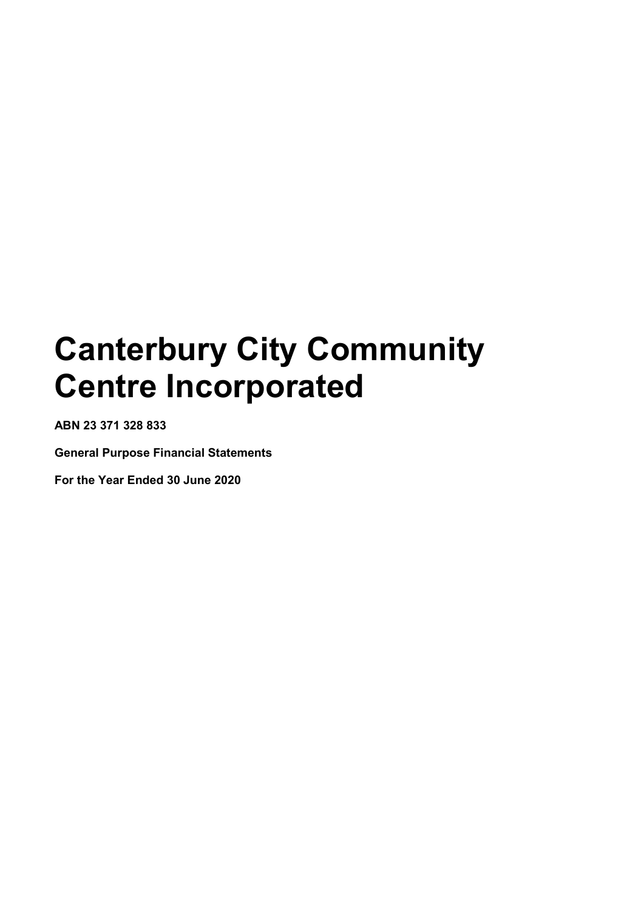# Canterbury City Community Centre Incorporated

**ABN 23 371 328 833**

**General Purpose Financial Statements**

**For the Year Ended 30 June 2020**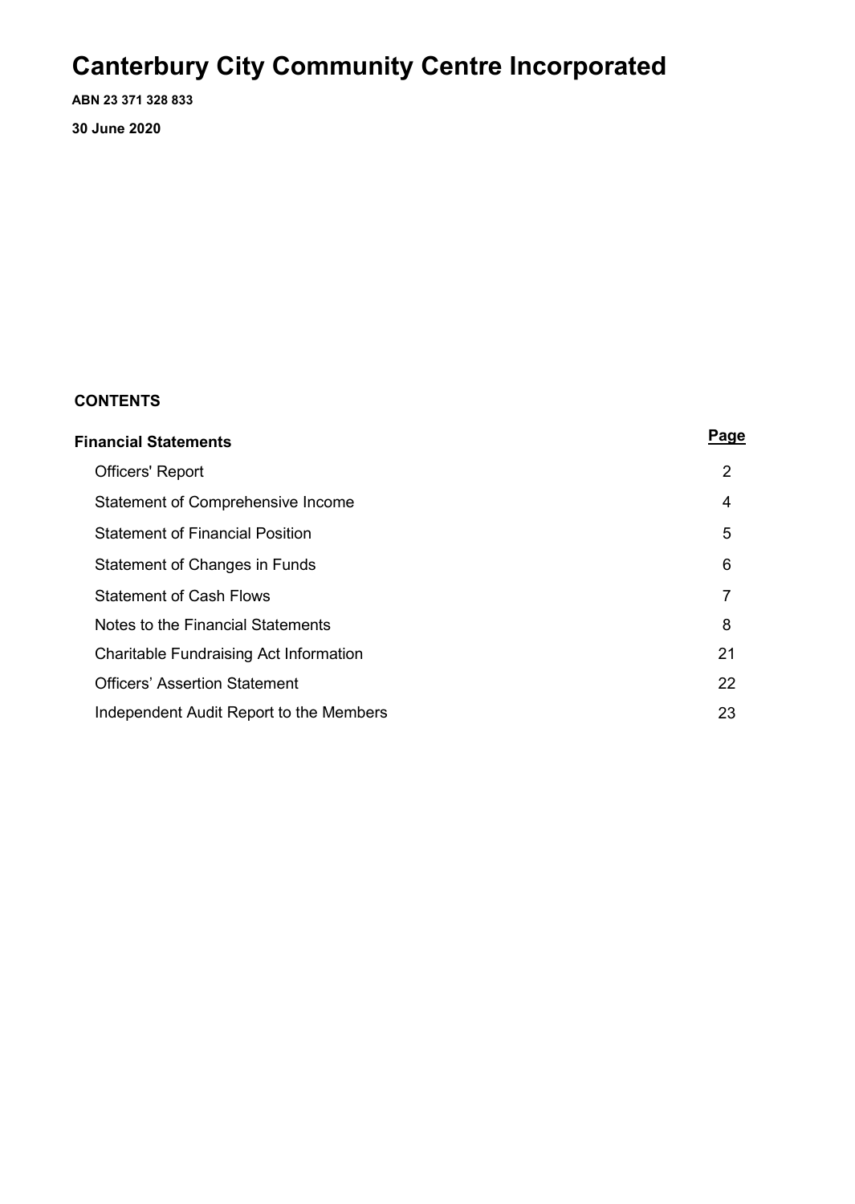# Canterbury City Community Centre Incorporated

**ABN 23 371 328 833**

**30 June 2020**

## CONTENTS

| **Financial Statements** | **Page** |
|---|---|
| Officers' Report | 2 |
| Statement of Comprehensive Income | 4 |
| Statement of Financial Position | 5 |
| Statement of Changes in Funds | 6 |
| Statement of Cash Flows | 7 |
| Notes to the Financial Statements | 8 |
| Charitable Fundraising Act Information | 21 |
| Officers' Assertion Statement | 22 |
| Independent Audit Report to the Members | 23 |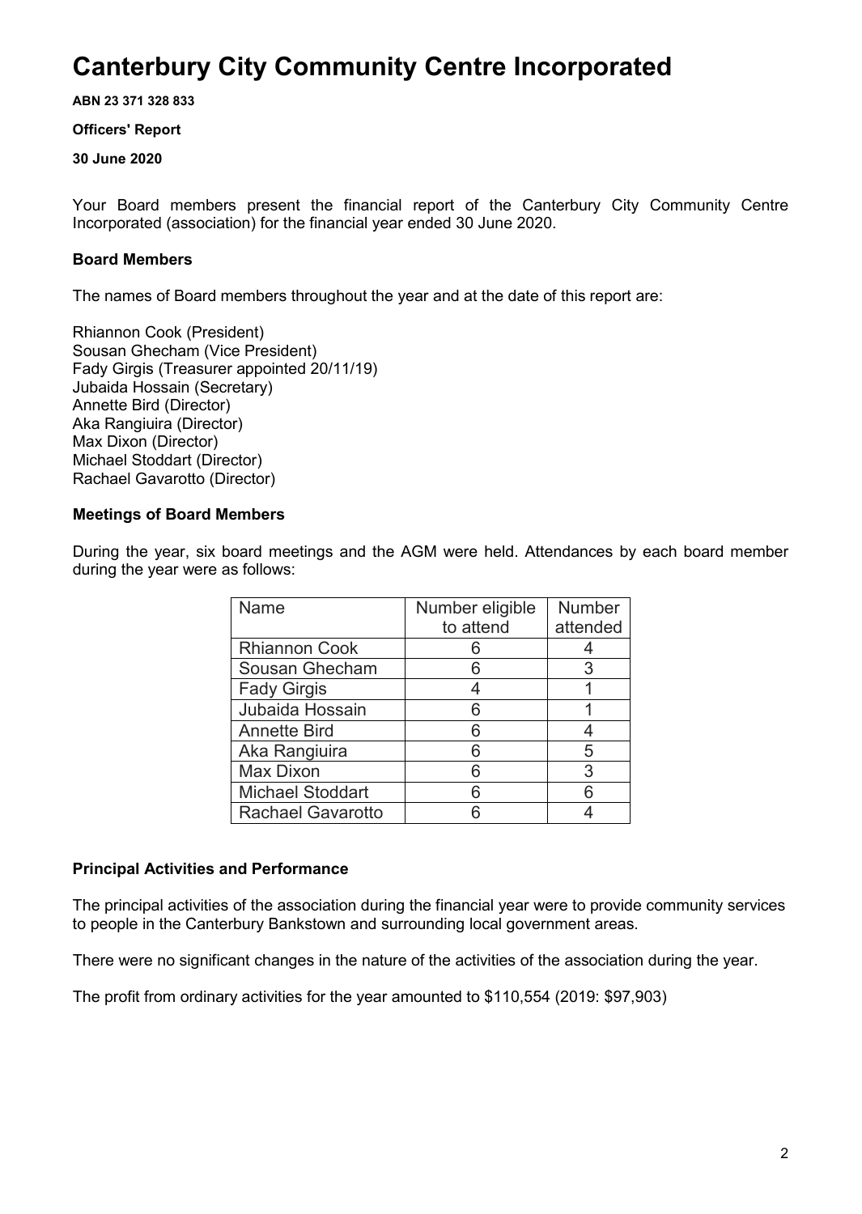# Canterbury City Community Centre Incorporated

**ABN 23 371 328 833**

**Officers' Report**

**30 June 2020**

Your Board members present the financial report of the Canterbury City Community Centre Incorporated (association) for the financial year ended 30 June 2020.

### Board Members

The names of Board members throughout the year and at the date of this report are:

Rhiannon Cook (President)
Sousan Ghecham (Vice President)
Fady Girgis (Treasurer appointed 20/11/19)
Jubaida Hossain (Secretary)
Annette Bird (Director)
Aka Rangiuira (Director)
Max Dixon (Director)
Michael Stoddart (Director)
Rachael Gavarotto (Director)

### Meetings of Board Members

During the year, six board meetings and the AGM were held. Attendances by each board member during the year were as follows:

| Name | Number eligible to attend | Number attended |
|---|---|---|
| Rhiannon Cook | 6 | 4 |
| Sousan Ghecham | 6 | 3 |
| Fady Girgis | 4 | 1 |
| Jubaida Hossain | 6 | 1 |
| Annette Bird | 6 | 4 |
| Aka Rangiuira | 6 | 5 |
| Max Dixon | 6 | 3 |
| Michael Stoddart | 6 | 6 |
| Rachael Gavarotto | 6 | 4 |

### Principal Activities and Performance

The principal activities of the association during the financial year were to provide community services to people in the Canterbury Bankstown and surrounding local government areas.

There were no significant changes in the nature of the activities of the association during the year.

The profit from ordinary activities for the year amounted to $110,554 (2019: $97,903)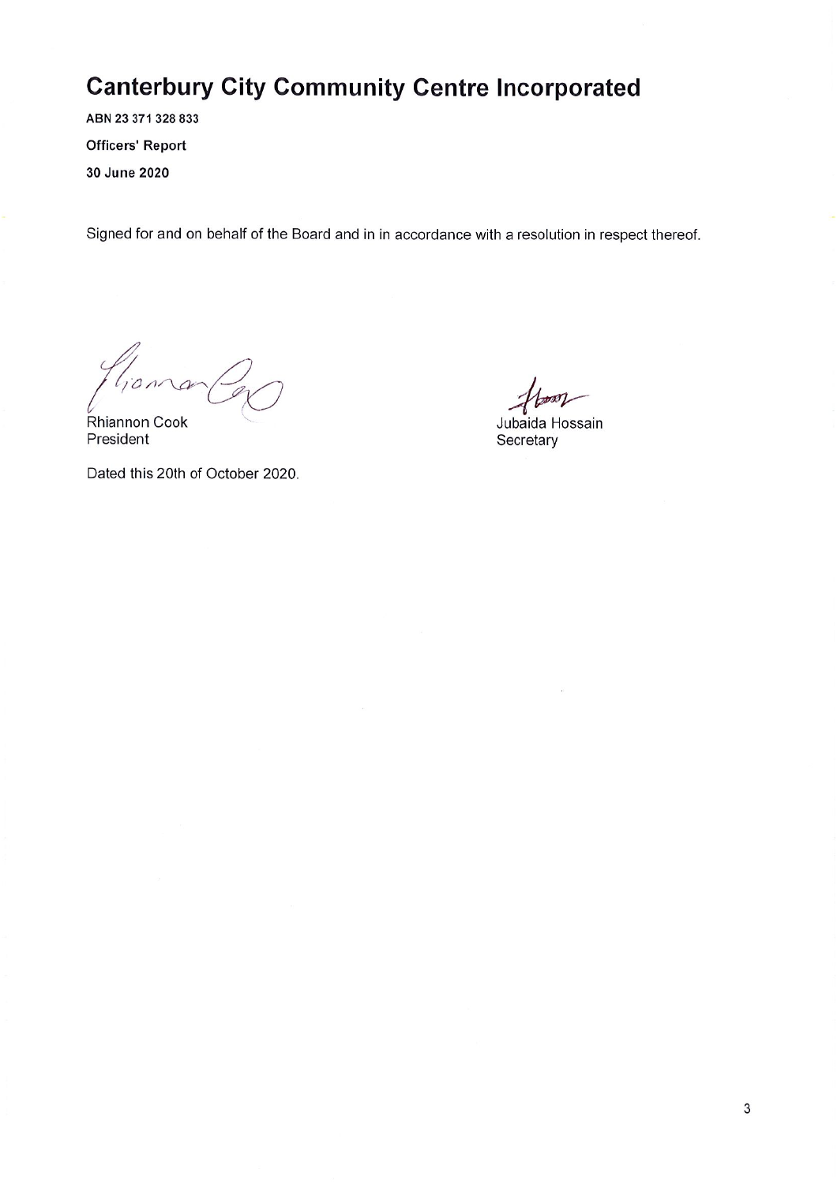# Canterbury City Community Centre Incorporated

**ABN 23 371 328 833**

**Officers' Report**

**30 June 2020**

Signed for and on behalf of the Board and in in accordance with a resolution in respect thereof.

| | |
|---|---|
| Rhiannon Cook | Jubaida Hossain |
| President | Secretary |

Dated this 20th of October 2020.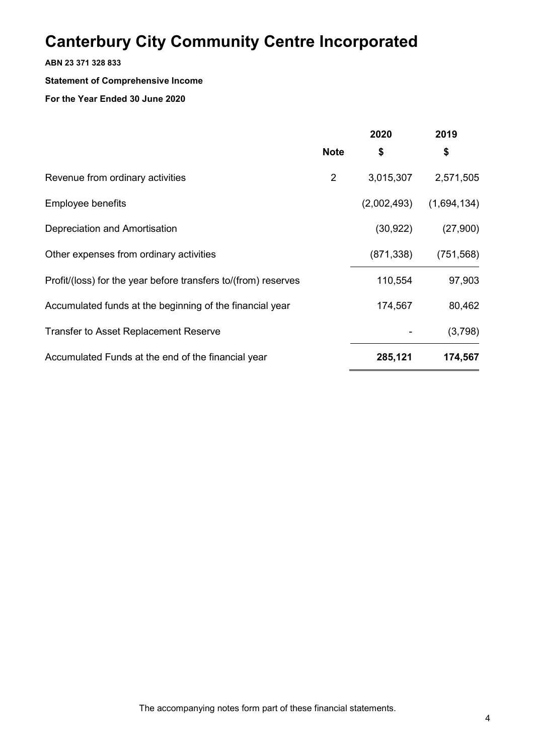# Canterbury City Community Centre Incorporated

**ABN 23 371 328 833**

**Statement of Comprehensive Income**

**For the Year Ended 30 June 2020**

| | Note | 2020 $ | 2019 $ |
|---|---|---|---|
| Revenue from ordinary activities | 2 | 3,015,307 | 2,571,505 |
| Employee benefits | | (2,002,493) | (1,694,134) |
| Depreciation and Amortisation | | (30,922) | (27,900) |
| Other expenses from ordinary activities | | (871,338) | (751,568) |
| Profit/(loss) for the year before transfers to/(from) reserves | | 110,554 | 97,903 |
| Accumulated funds at the beginning of the financial year | | 174,567 | 80,462 |
| Transfer to Asset Replacement Reserve | | - | (3,798) |
| Accumulated Funds at the end of the financial year | | **285,121** | **174,567** |

The accompanying notes form part of these financial statements.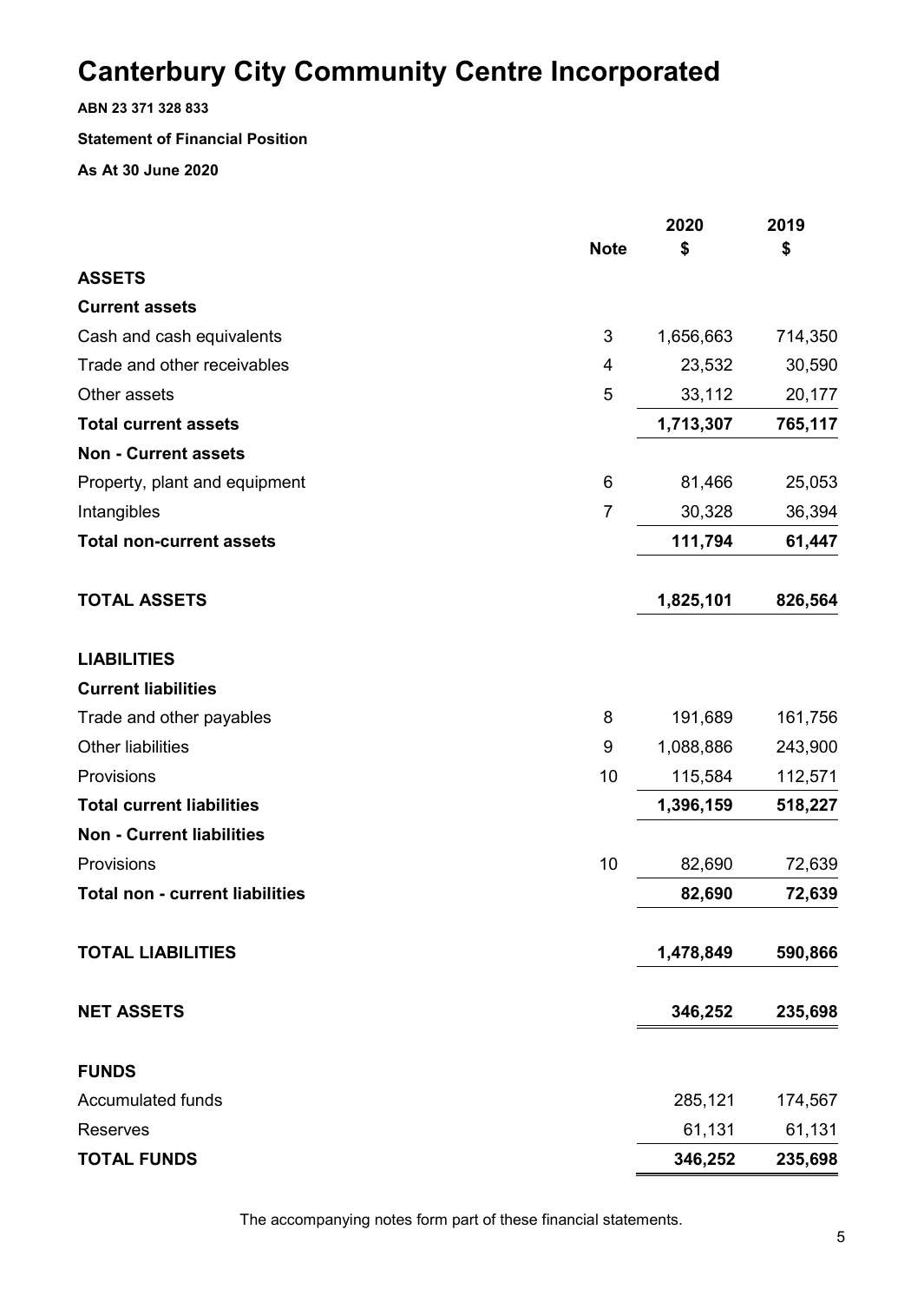# Canterbury City Community Centre Incorporated

**ABN 23 371 328 833**

**Statement of Financial Position**

**As At 30 June 2020**

| | Note | 2020<br>$ | 2019<br>$ |
|---|---|---|---|
| **ASSETS** | | | |
| **Current assets** | | | |
| Cash and cash equivalents | 3 | 1,656,663 | 714,350 |
| Trade and other receivables | 4 | 23,532 | 30,590 |
| Other assets | 5 | 33,112 | 20,177 |
| **Total current assets** | | **1,713,307** | **765,117** |
| **Non - Current assets** | | | |
| Property, plant and equipment | 6 | 81,466 | 25,053 |
| Intangibles | 7 | 30,328 | 36,394 |
| **Total non-current assets** | | **111,794** | **61,447** |
| **TOTAL ASSETS** | | **1,825,101** | **826,564** |
| **LIABILITIES** | | | |
| **Current liabilities** | | | |
| Trade and other payables | 8 | 191,689 | 161,756 |
| Other liabilities | 9 | 1,088,886 | 243,900 |
| Provisions | 10 | 115,584 | 112,571 |
| **Total current liabilities** | | **1,396,159** | **518,227** |
| **Non - Current liabilities** | | | |
| Provisions | 10 | 82,690 | 72,639 |
| **Total non - current liabilities** | | **82,690** | **72,639** |
| **TOTAL LIABILITIES** | | **1,478,849** | **590,866** |
| **NET ASSETS** | | **346,252** | **235,698** |
| **FUNDS** | | | |
| Accumulated funds | | 285,121 | 174,567 |
| Reserves | | 61,131 | 61,131 |
| **TOTAL FUNDS** | | **346,252** | **235,698** |

The accompanying notes form part of these financial statements.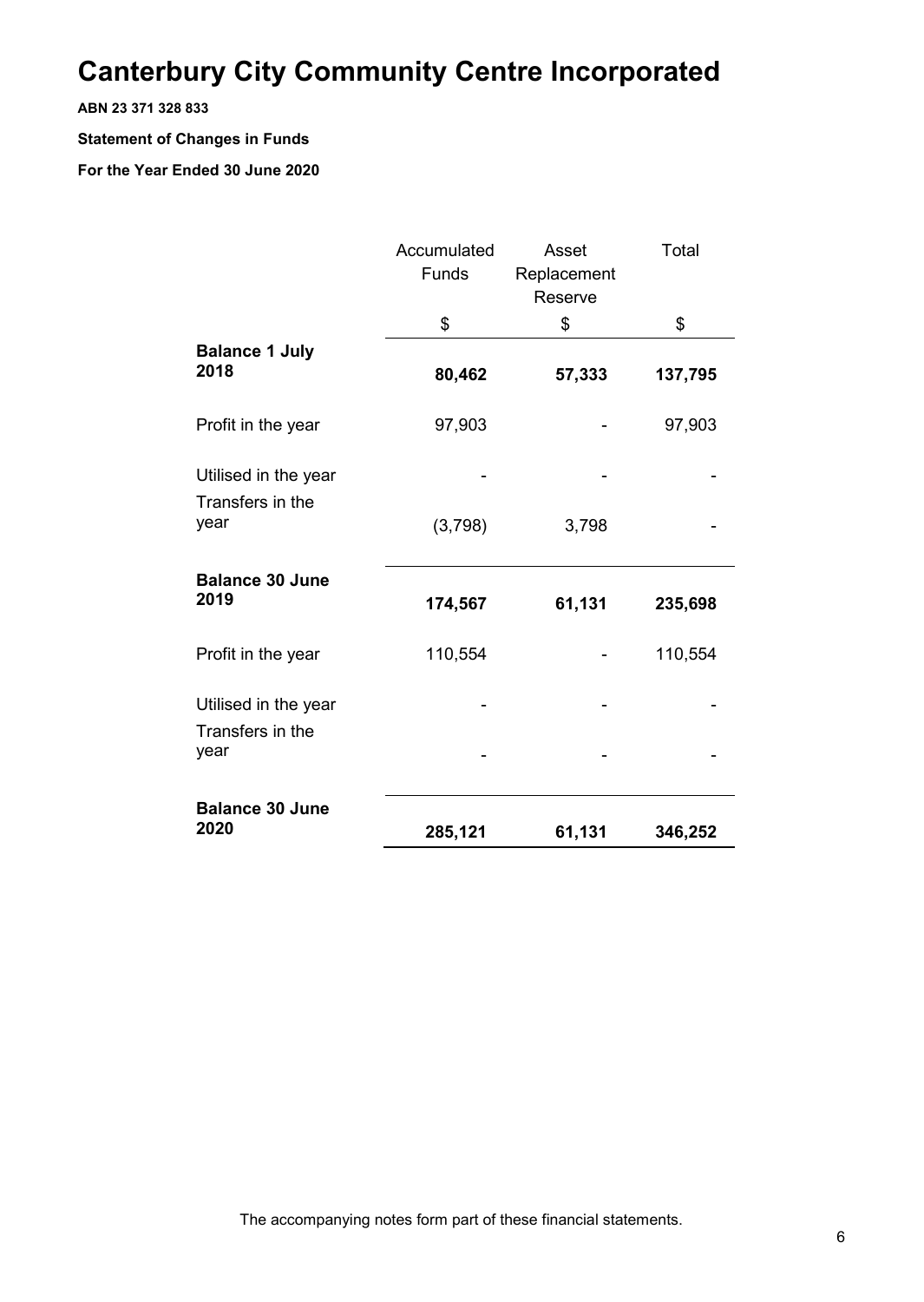# Canterbury City Community Centre Incorporated

**ABN 23 371 328 833**

**Statement of Changes in Funds**

**For the Year Ended 30 June 2020**

| | Accumulated Funds | Asset Replacement Reserve | Total |
|---|---|---|---|
| | $ | $ | $ |
| **Balance 1 July 2018** | **80,462** | **57,333** | **137,795** |
| Profit in the year | 97,903 | - | 97,903 |
| Utilised in the year | - | - | - |
| Transfers in the year | (3,798) | 3,798 | - |
| **Balance 30 June 2019** | **174,567** | **61,131** | **235,698** |
| Profit in the year | 110,554 | - | 110,554 |
| Utilised in the year | - | - | - |
| Transfers in the year | - | - | - |
| **Balance 30 June 2020** | **285,121** | **61,131** | **346,252** |

The accompanying notes form part of these financial statements.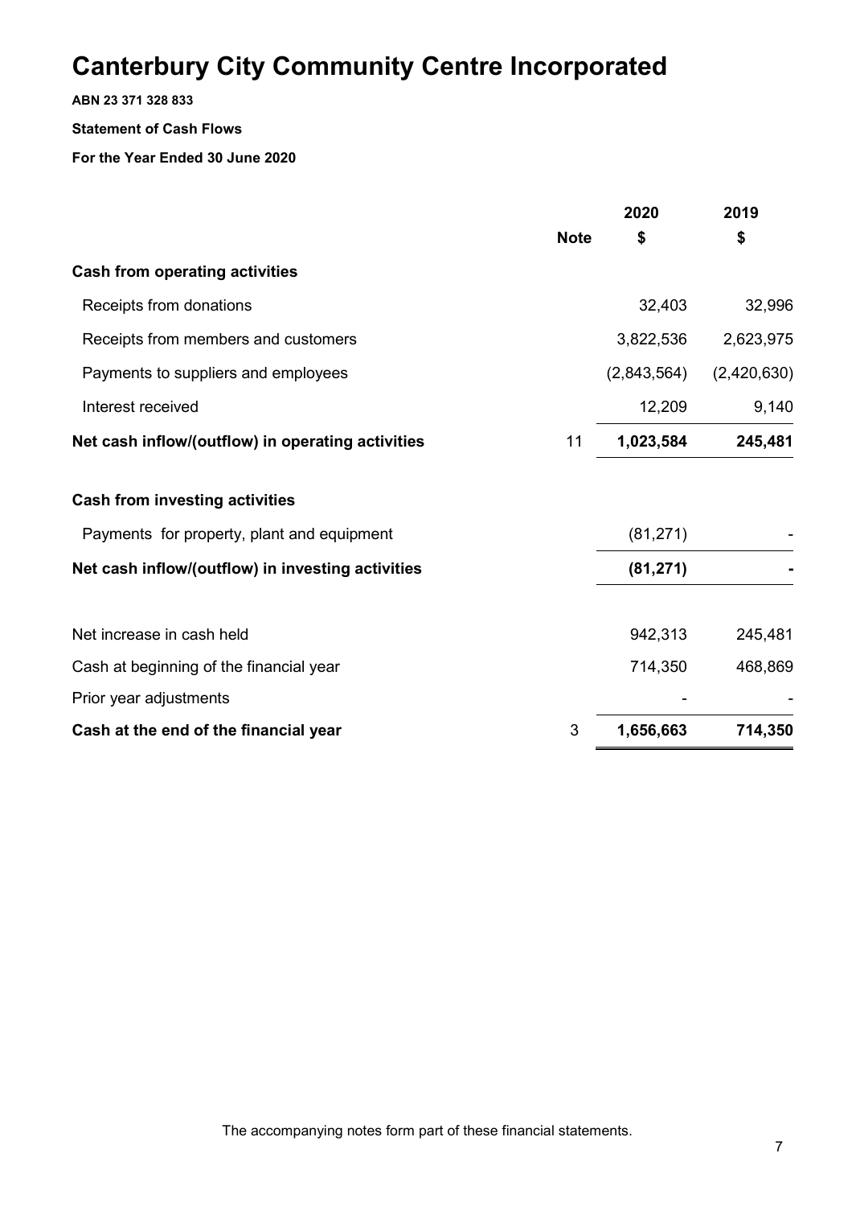# Canterbury City Community Centre Incorporated

**ABN 23 371 328 833**

**Statement of Cash Flows**

**For the Year Ended 30 June 2020**

| | Note | 2020 $ | 2019 $ |
|---|---|---|---|
| **Cash from operating activities** | | | |
| Receipts from donations | | 32,403 | 32,996 |
| Receipts from members and customers | | 3,822,536 | 2,623,975 |
| Payments to suppliers and employees | | (2,843,564) | (2,420,630) |
| Interest received | | 12,209 | 9,140 |
| **Net cash inflow/(outflow) in operating activities** | 11 | **1,023,584** | **245,481** |
| **Cash from investing activities** | | | |
| Payments for property, plant and equipment | | (81,271) | - |
| **Net cash inflow/(outflow) in investing activities** | | **(81,271)** | **-** |
| Net increase in cash held | | 942,313 | 245,481 |
| Cash at beginning of the financial year | | 714,350 | 468,869 |
| Prior year adjustments | | - | - |
| **Cash at the end of the financial year** | 3 | **1,656,663** | **714,350** |

The accompanying notes form part of these financial statements.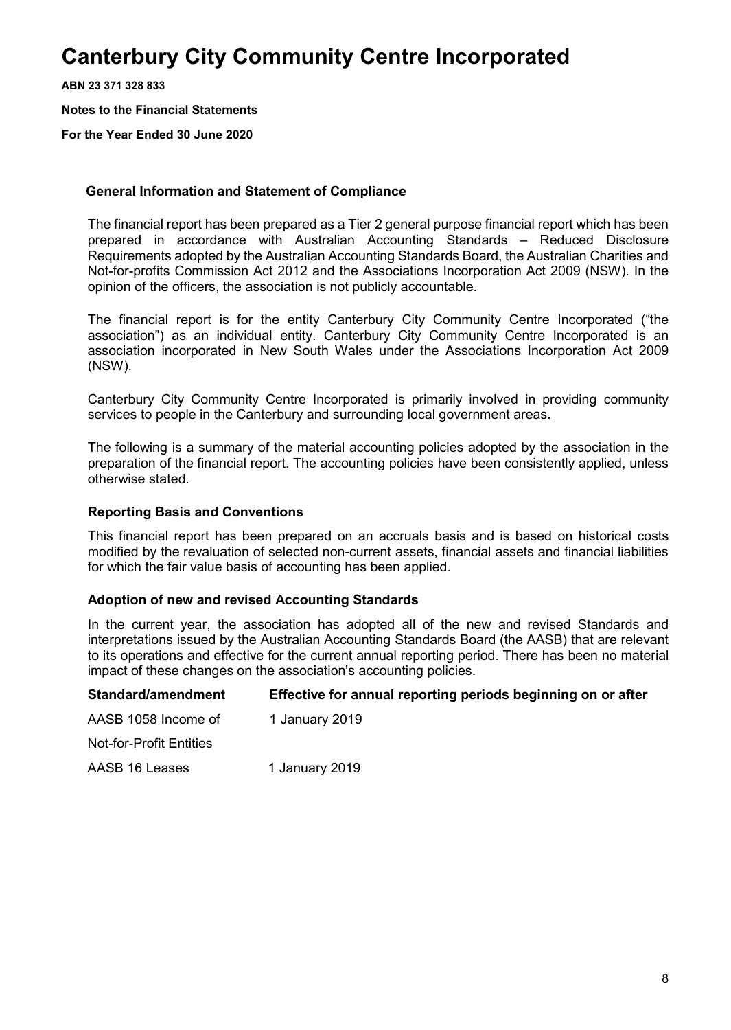# Canterbury City Community Centre Incorporated

**ABN 23 371 328 833**

**Notes to the Financial Statements**

**For the Year Ended 30 June 2020**

### General Information and Statement of Compliance

The financial report has been prepared as a Tier 2 general purpose financial report which has been prepared in accordance with Australian Accounting Standards – Reduced Disclosure Requirements adopted by the Australian Accounting Standards Board, the Australian Charities and Not-for-profits Commission Act 2012 and the Associations Incorporation Act 2009 (NSW). In the opinion of the officers, the association is not publicly accountable.

The financial report is for the entity Canterbury City Community Centre Incorporated ("the association") as an individual entity. Canterbury City Community Centre Incorporated is an association incorporated in New South Wales under the Associations Incorporation Act 2009 (NSW).

Canterbury City Community Centre Incorporated is primarily involved in providing community services to people in the Canterbury and surrounding local government areas.

The following is a summary of the material accounting policies adopted by the association in the preparation of the financial report. The accounting policies have been consistently applied, unless otherwise stated.

### Reporting Basis and Conventions

This financial report has been prepared on an accruals basis and is based on historical costs modified by the revaluation of selected non-current assets, financial assets and financial liabilities for which the fair value basis of accounting has been applied.

### Adoption of new and revised Accounting Standards

In the current year, the association has adopted all of the new and revised Standards and interpretations issued by the Australian Accounting Standards Board (the AASB) that are relevant to its operations and effective for the current annual reporting period. There has been no material impact of these changes on the association's accounting policies.

| Standard/amendment | Effective for annual reporting periods beginning on or after |
|---|---|
| AASB 1058 Income of Not-for-Profit Entities | 1 January 2019 |
| AASB 16 Leases | 1 January 2019 |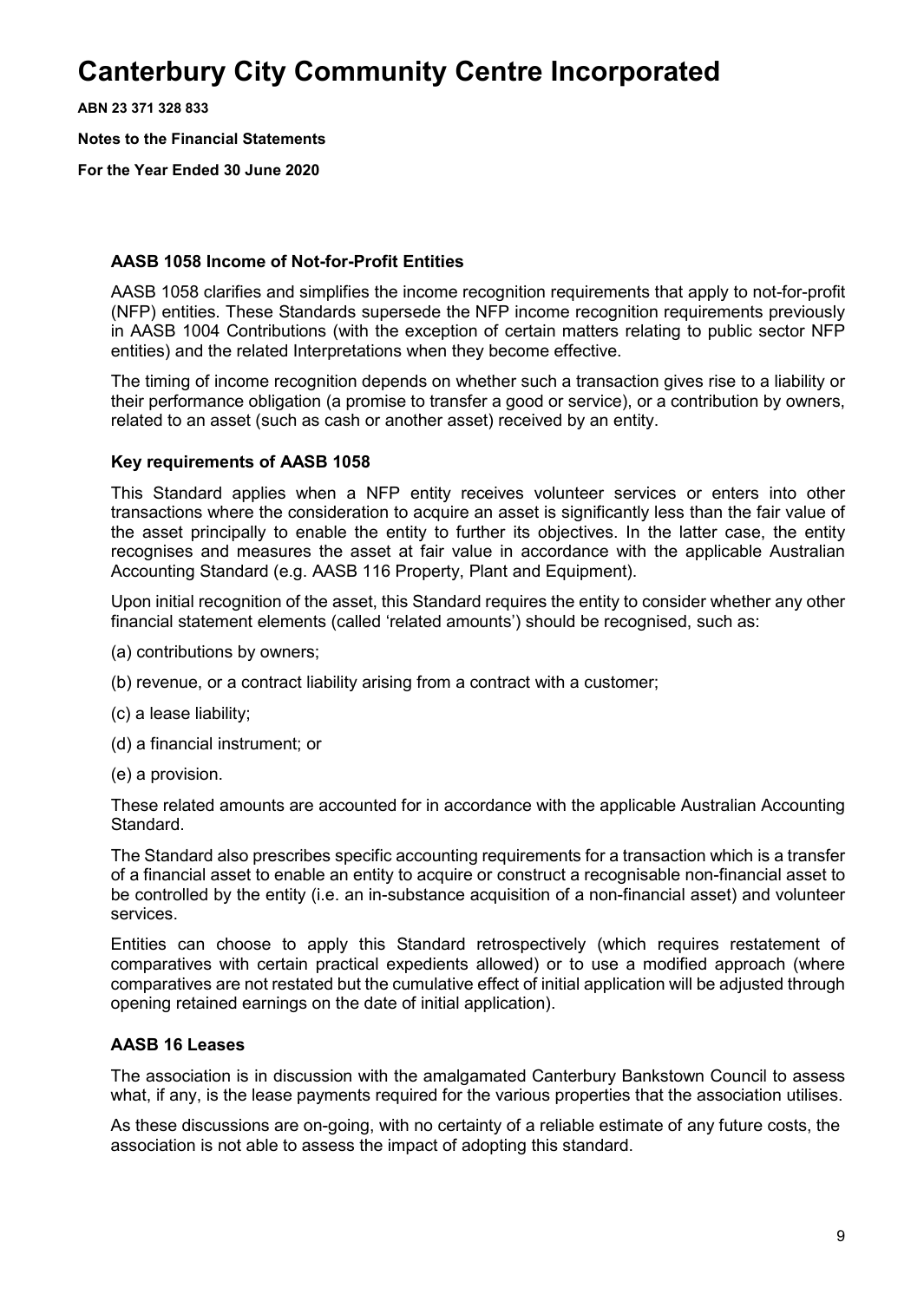# Canterbury City Community Centre Incorporated

**ABN 23 371 328 833**

**Notes to the Financial Statements**

**For the Year Ended 30 June 2020**

### AASB 1058 Income of Not-for-Profit Entities

AASB 1058 clarifies and simplifies the income recognition requirements that apply to not-for-profit (NFP) entities. These Standards supersede the NFP income recognition requirements previously in AASB 1004 Contributions (with the exception of certain matters relating to public sector NFP entities) and the related Interpretations when they become effective.

The timing of income recognition depends on whether such a transaction gives rise to a liability or their performance obligation (a promise to transfer a good or service), or a contribution by owners, related to an asset (such as cash or another asset) received by an entity.

### Key requirements of AASB 1058

This Standard applies when a NFP entity receives volunteer services or enters into other transactions where the consideration to acquire an asset is significantly less than the fair value of the asset principally to enable the entity to further its objectives. In the latter case, the entity recognises and measures the asset at fair value in accordance with the applicable Australian Accounting Standard (e.g. AASB 116 Property, Plant and Equipment).

Upon initial recognition of the asset, this Standard requires the entity to consider whether any other financial statement elements (called 'related amounts') should be recognised, such as:

(a) contributions by owners;

(b) revenue, or a contract liability arising from a contract with a customer;

(c) a lease liability;

(d) a financial instrument; or

(e) a provision.

These related amounts are accounted for in accordance with the applicable Australian Accounting Standard.

The Standard also prescribes specific accounting requirements for a transaction which is a transfer of a financial asset to enable an entity to acquire or construct a recognisable non-financial asset to be controlled by the entity (i.e. an in-substance acquisition of a non-financial asset) and volunteer services.

Entities can choose to apply this Standard retrospectively (which requires restatement of comparatives with certain practical expedients allowed) or to use a modified approach (where comparatives are not restated but the cumulative effect of initial application will be adjusted through opening retained earnings on the date of initial application).

### AASB 16 Leases

The association is in discussion with the amalgamated Canterbury Bankstown Council to assess what, if any, is the lease payments required for the various properties that the association utilises.

As these discussions are on-going, with no certainty of a reliable estimate of any future costs, the association is not able to assess the impact of adopting this standard.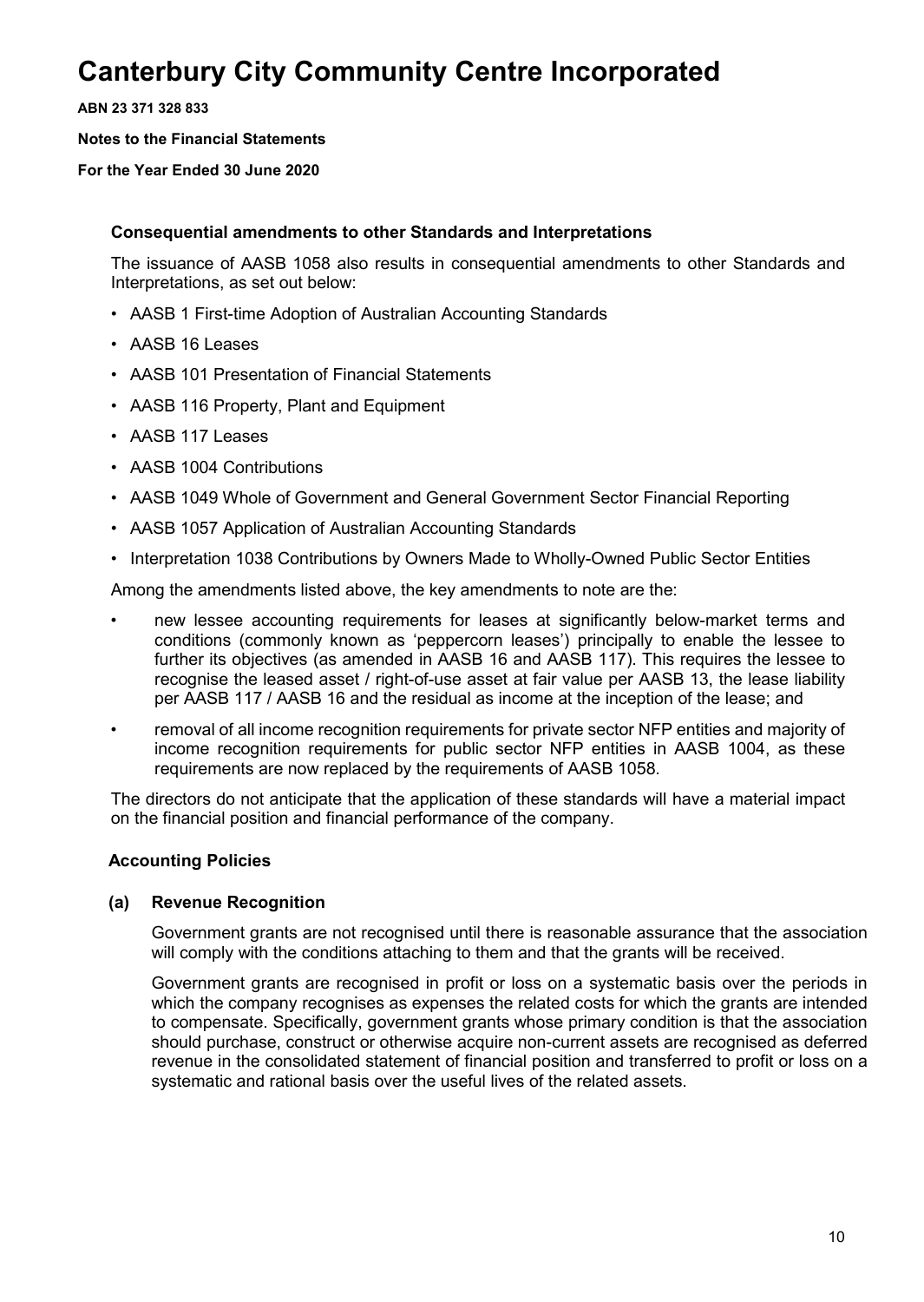# Canterbury City Community Centre Incorporated

**ABN 23 371 328 833**

**Notes to the Financial Statements**

**For the Year Ended 30 June 2020**

### Consequential amendments to other Standards and Interpretations

The issuance of AASB 1058 also results in consequential amendments to other Standards and Interpretations, as set out below:

- AASB 1 First-time Adoption of Australian Accounting Standards
- AASB 16 Leases
- AASB 101 Presentation of Financial Statements
- AASB 116 Property, Plant and Equipment
- AASB 117 Leases
- AASB 1004 Contributions
- AASB 1049 Whole of Government and General Government Sector Financial Reporting
- AASB 1057 Application of Australian Accounting Standards
- Interpretation 1038 Contributions by Owners Made to Wholly-Owned Public Sector Entities

Among the amendments listed above, the key amendments to note are the:

- new lessee accounting requirements for leases at significantly below-market terms and conditions (commonly known as 'peppercorn leases') principally to enable the lessee to further its objectives (as amended in AASB 16 and AASB 117). This requires the lessee to recognise the leased asset / right-of-use asset at fair value per AASB 13, the lease liability per AASB 117 / AASB 16 and the residual as income at the inception of the lease; and
- removal of all income recognition requirements for private sector NFP entities and majority of income recognition requirements for public sector NFP entities in AASB 1004, as these requirements are now replaced by the requirements of AASB 1058.

The directors do not anticipate that the application of these standards will have a material impact on the financial position and financial performance of the company.

### Accounting Policies

#### (a) Revenue Recognition

Government grants are not recognised until there is reasonable assurance that the association will comply with the conditions attaching to them and that the grants will be received.

Government grants are recognised in profit or loss on a systematic basis over the periods in which the company recognises as expenses the related costs for which the grants are intended to compensate. Specifically, government grants whose primary condition is that the association should purchase, construct or otherwise acquire non-current assets are recognised as deferred revenue in the consolidated statement of financial position and transferred to profit or loss on a systematic and rational basis over the useful lives of the related assets.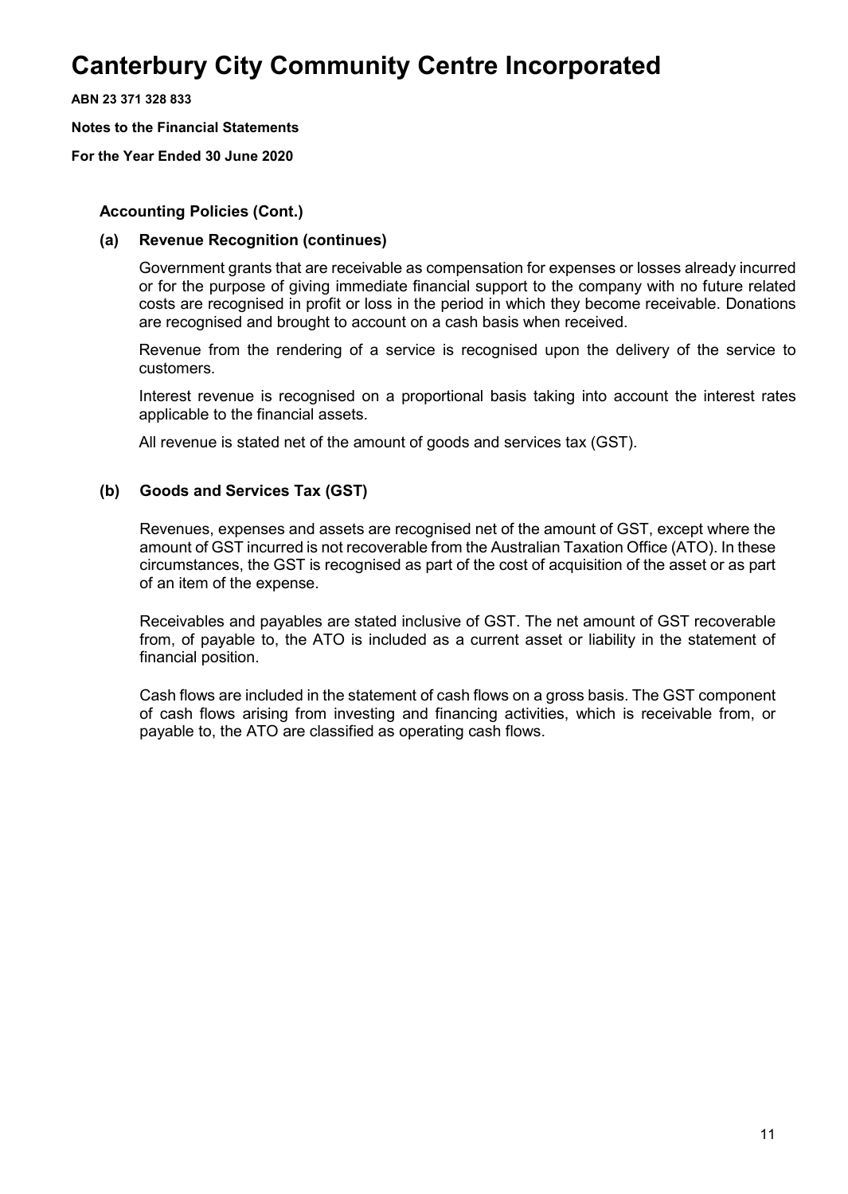# Canterbury City Community Centre Incorporated

**ABN 23 371 328 833**

**Notes to the Financial Statements**

**For the Year Ended 30 June 2020**

### Accounting Policies (Cont.)

#### (a) Revenue Recognition (continues)

Government grants that are receivable as compensation for expenses or losses already incurred or for the purpose of giving immediate financial support to the company with no future related costs are recognised in profit or loss in the period in which they become receivable. Donations are recognised and brought to account on a cash basis when received.

Revenue from the rendering of a service is recognised upon the delivery of the service to customers.

Interest revenue is recognised on a proportional basis taking into account the interest rates applicable to the financial assets.

All revenue is stated net of the amount of goods and services tax (GST).

#### (b) Goods and Services Tax (GST)

Revenues, expenses and assets are recognised net of the amount of GST, except where the amount of GST incurred is not recoverable from the Australian Taxation Office (ATO). In these circumstances, the GST is recognised as part of the cost of acquisition of the asset or as part of an item of the expense.

Receivables and payables are stated inclusive of GST. The net amount of GST recoverable from, of payable to, the ATO is included as a current asset or liability in the statement of financial position.

Cash flows are included in the statement of cash flows on a gross basis. The GST component of cash flows arising from investing and financing activities, which is receivable from, or payable to, the ATO are classified as operating cash flows.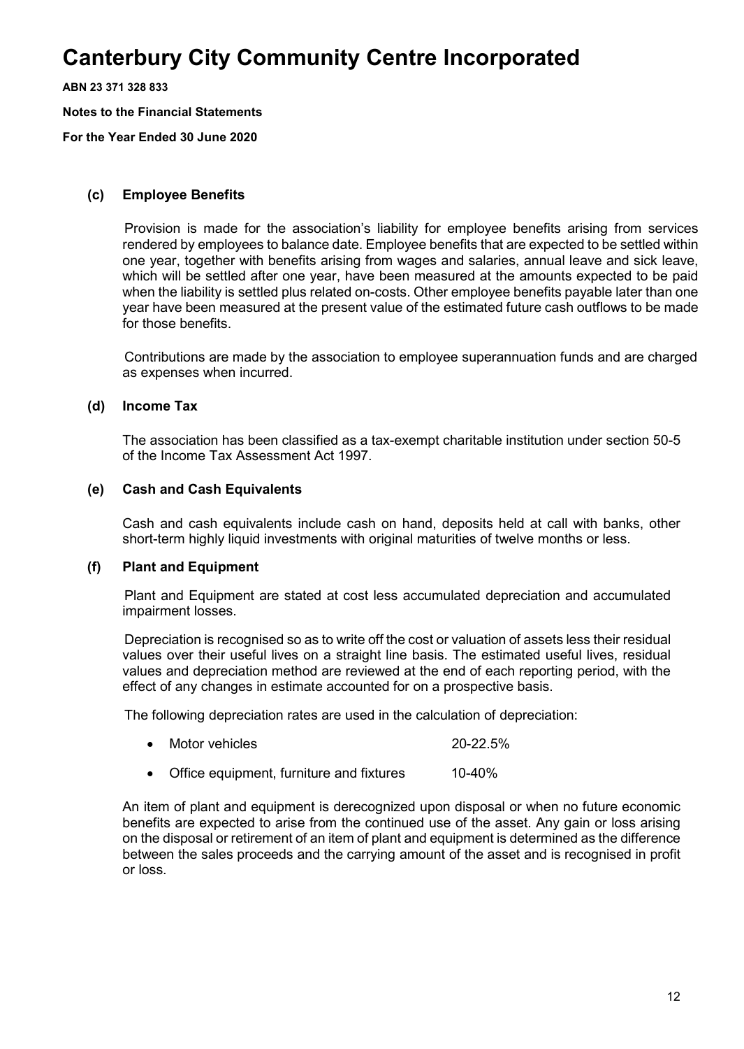# Canterbury City Community Centre Incorporated

**ABN 23 371 328 833**

**Notes to the Financial Statements**

**For the Year Ended 30 June 2020**

### (c) Employee Benefits

Provision is made for the association's liability for employee benefits arising from services rendered by employees to balance date. Employee benefits that are expected to be settled within one year, together with benefits arising from wages and salaries, annual leave and sick leave, which will be settled after one year, have been measured at the amounts expected to be paid when the liability is settled plus related on-costs. Other employee benefits payable later than one year have been measured at the present value of the estimated future cash outflows to be made for those benefits.

Contributions are made by the association to employee superannuation funds and are charged as expenses when incurred.

### (d) Income Tax

The association has been classified as a tax-exempt charitable institution under section 50-5 of the Income Tax Assessment Act 1997.

### (e) Cash and Cash Equivalents

Cash and cash equivalents include cash on hand, deposits held at call with banks, other short-term highly liquid investments with original maturities of twelve months or less.

### (f) Plant and Equipment

Plant and Equipment are stated at cost less accumulated depreciation and accumulated impairment losses.

Depreciation is recognised so as to write off the cost or valuation of assets less their residual values over their useful lives on a straight line basis. The estimated useful lives, residual values and depreciation method are reviewed at the end of each reporting period, with the effect of any changes in estimate accounted for on a prospective basis.

The following depreciation rates are used in the calculation of depreciation:

- Motor vehicles 20-22.5%
- Office equipment, furniture and fixtures 10-40%

An item of plant and equipment is derecognized upon disposal or when no future economic benefits are expected to arise from the continued use of the asset. Any gain or loss arising on the disposal or retirement of an item of plant and equipment is determined as the difference between the sales proceeds and the carrying amount of the asset and is recognised in profit or loss.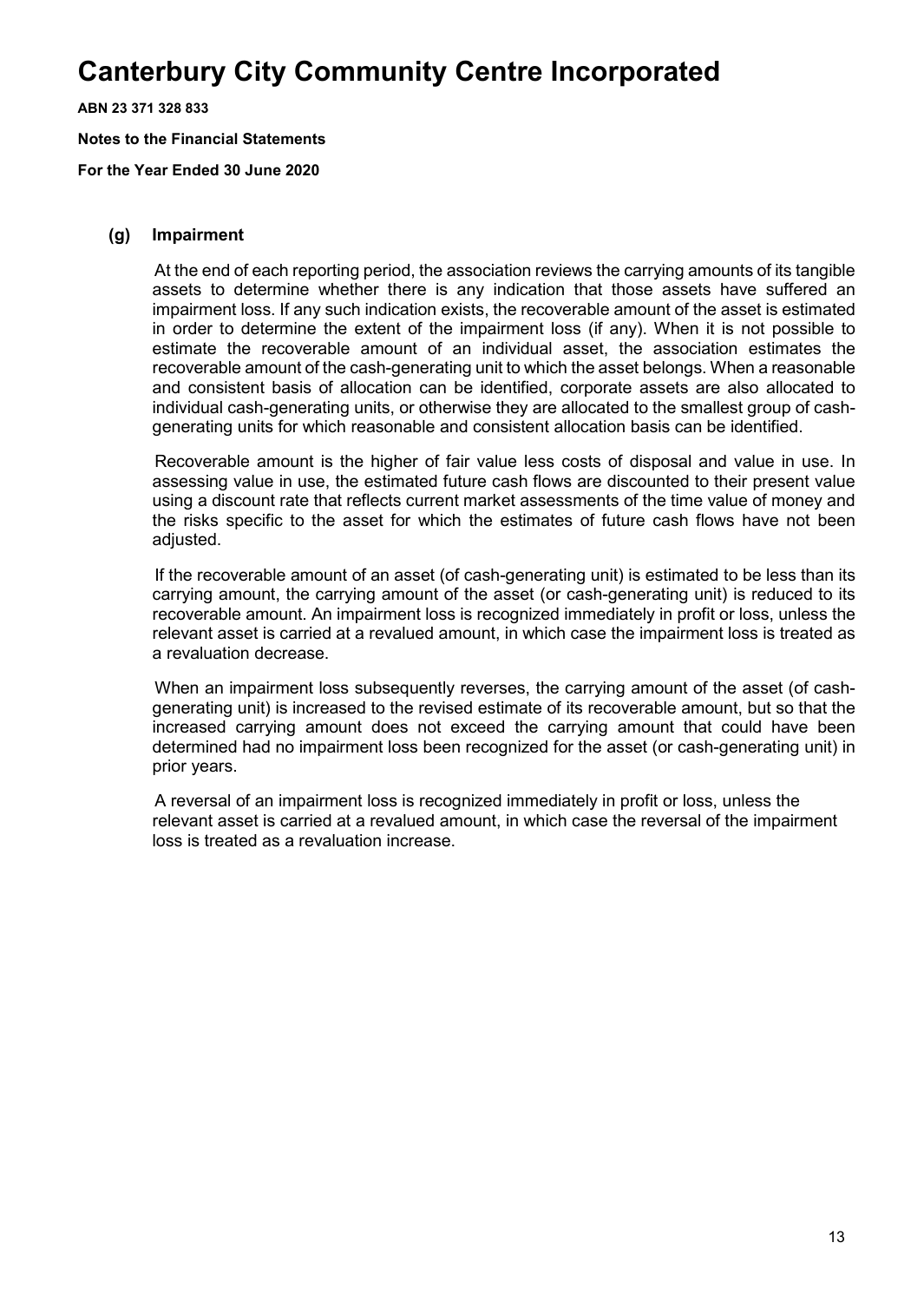# Canterbury City Community Centre Incorporated

**ABN 23 371 328 833**

**Notes to the Financial Statements**

**For the Year Ended 30 June 2020**

### (g) Impairment

At the end of each reporting period, the association reviews the carrying amounts of its tangible assets to determine whether there is any indication that those assets have suffered an impairment loss. If any such indication exists, the recoverable amount of the asset is estimated in order to determine the extent of the impairment loss (if any). When it is not possible to estimate the recoverable amount of an individual asset, the association estimates the recoverable amount of the cash-generating unit to which the asset belongs. When a reasonable and consistent basis of allocation can be identified, corporate assets are also allocated to individual cash-generating units, or otherwise they are allocated to the smallest group of cash-generating units for which reasonable and consistent allocation basis can be identified.

Recoverable amount is the higher of fair value less costs of disposal and value in use. In assessing value in use, the estimated future cash flows are discounted to their present value using a discount rate that reflects current market assessments of the time value of money and the risks specific to the asset for which the estimates of future cash flows have not been adjusted.

If the recoverable amount of an asset (of cash-generating unit) is estimated to be less than its carrying amount, the carrying amount of the asset (or cash-generating unit) is reduced to its recoverable amount. An impairment loss is recognized immediately in profit or loss, unless the relevant asset is carried at a revalued amount, in which case the impairment loss is treated as a revaluation decrease.

When an impairment loss subsequently reverses, the carrying amount of the asset (of cash-generating unit) is increased to the revised estimate of its recoverable amount, but so that the increased carrying amount does not exceed the carrying amount that could have been determined had no impairment loss been recognized for the asset (or cash-generating unit) in prior years.

A reversal of an impairment loss is recognized immediately in profit or loss, unless the relevant asset is carried at a revalued amount, in which case the reversal of the impairment loss is treated as a revaluation increase.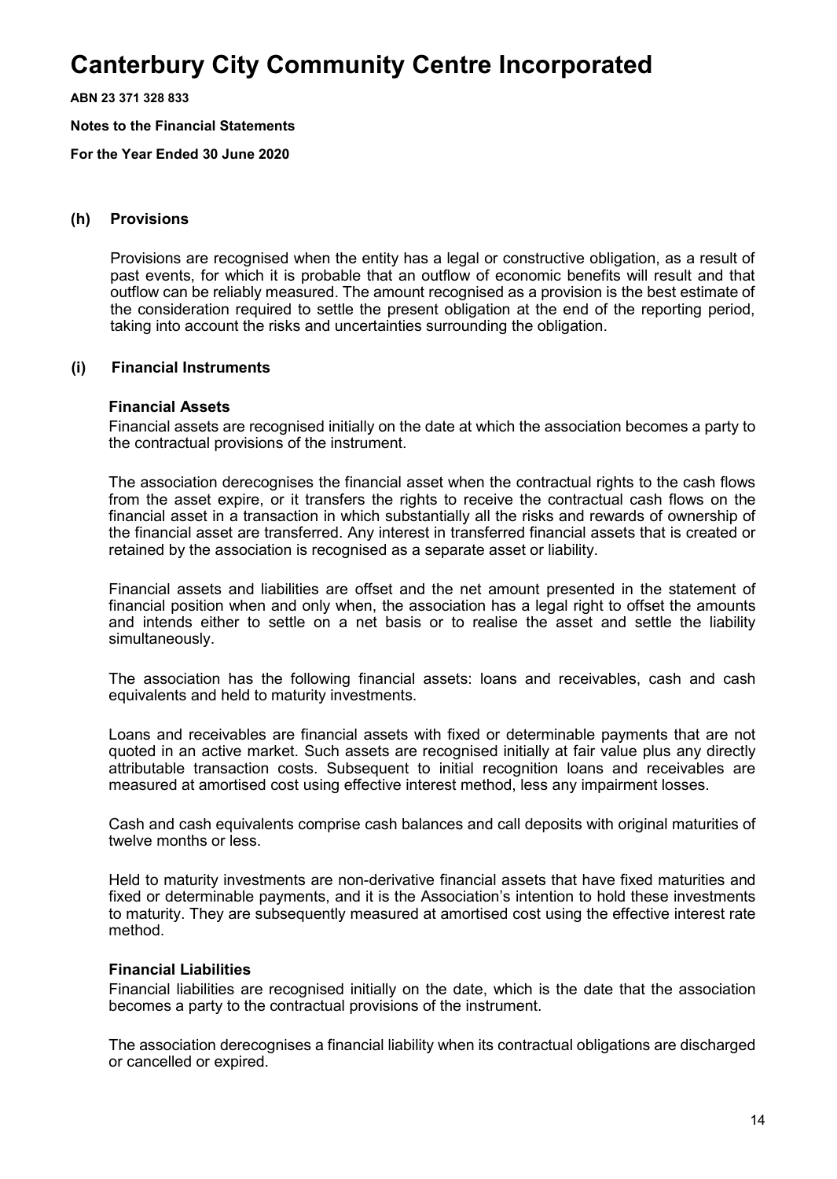# Canterbury City Community Centre Incorporated

**ABN 23 371 328 833**

**Notes to the Financial Statements**

**For the Year Ended 30 June 2020**

### (h) Provisions

Provisions are recognised when the entity has a legal or constructive obligation, as a result of past events, for which it is probable that an outflow of economic benefits will result and that outflow can be reliably measured. The amount recognised as a provision is the best estimate of the consideration required to settle the present obligation at the end of the reporting period, taking into account the risks and uncertainties surrounding the obligation.

### (i) Financial Instruments

**Financial Assets**

Financial assets are recognised initially on the date at which the association becomes a party to the contractual provisions of the instrument.

The association derecognises the financial asset when the contractual rights to the cash flows from the asset expire, or it transfers the rights to receive the contractual cash flows on the financial asset in a transaction in which substantially all the risks and rewards of ownership of the financial asset are transferred. Any interest in transferred financial assets that is created or retained by the association is recognised as a separate asset or liability.

Financial assets and liabilities are offset and the net amount presented in the statement of financial position when and only when, the association has a legal right to offset the amounts and intends either to settle on a net basis or to realise the asset and settle the liability simultaneously.

The association has the following financial assets: loans and receivables, cash and cash equivalents and held to maturity investments.

Loans and receivables are financial assets with fixed or determinable payments that are not quoted in an active market. Such assets are recognised initially at fair value plus any directly attributable transaction costs. Subsequent to initial recognition loans and receivables are measured at amortised cost using effective interest method, less any impairment losses.

Cash and cash equivalents comprise cash balances and call deposits with original maturities of twelve months or less.

Held to maturity investments are non-derivative financial assets that have fixed maturities and fixed or determinable payments, and it is the Association's intention to hold these investments to maturity. They are subsequently measured at amortised cost using the effective interest rate method.

**Financial Liabilities**

Financial liabilities are recognised initially on the date, which is the date that the association becomes a party to the contractual provisions of the instrument.

The association derecognises a financial liability when its contractual obligations are discharged or cancelled or expired.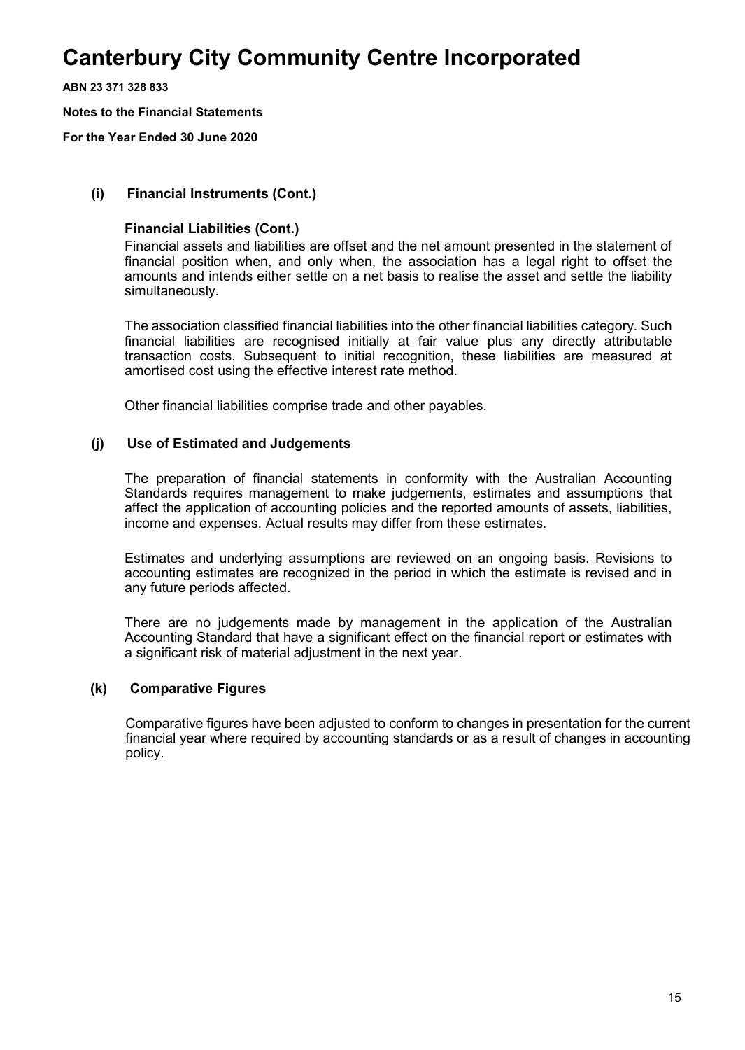# Canterbury City Community Centre Incorporated

**ABN 23 371 328 833**

**Notes to the Financial Statements**

**For the Year Ended 30 June 2020**

### (i) Financial Instruments (Cont.)

**Financial Liabilities (Cont.)**

Financial assets and liabilities are offset and the net amount presented in the statement of financial position when, and only when, the association has a legal right to offset the amounts and intends either settle on a net basis to realise the asset and settle the liability simultaneously.

The association classified financial liabilities into the other financial liabilities category. Such financial liabilities are recognised initially at fair value plus any directly attributable transaction costs. Subsequent to initial recognition, these liabilities are measured at amortised cost using the effective interest rate method.

Other financial liabilities comprise trade and other payables.

### (j) Use of Estimated and Judgements

The preparation of financial statements in conformity with the Australian Accounting Standards requires management to make judgements, estimates and assumptions that affect the application of accounting policies and the reported amounts of assets, liabilities, income and expenses. Actual results may differ from these estimates.

Estimates and underlying assumptions are reviewed on an ongoing basis. Revisions to accounting estimates are recognized in the period in which the estimate is revised and in any future periods affected.

There are no judgements made by management in the application of the Australian Accounting Standard that have a significant effect on the financial report or estimates with a significant risk of material adjustment in the next year.

### (k) Comparative Figures

Comparative figures have been adjusted to conform to changes in presentation for the current financial year where required by accounting standards or as a result of changes in accounting policy.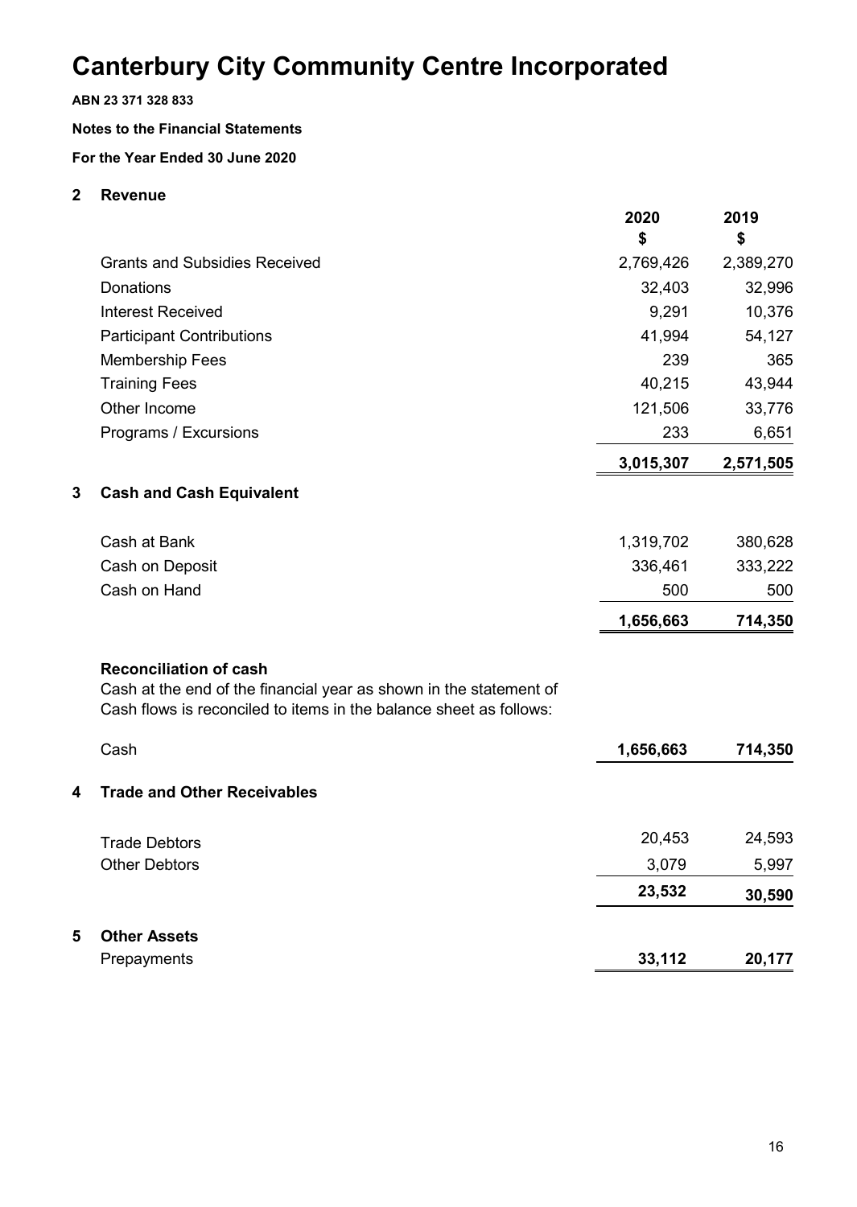# Canterbury City Community Centre Incorporated

**ABN 23 371 328 833**

**Notes to the Financial Statements**

**For the Year Ended 30 June 2020**

## 2 Revenue

| | 2020 $ | 2019 $ |
|---|---|---|
| Grants and Subsidies Received | 2,769,426 | 2,389,270 |
| Donations | 32,403 | 32,996 |
| Interest Received | 9,291 | 10,376 |
| Participant Contributions | 41,994 | 54,127 |
| Membership Fees | 239 | 365 |
| Training Fees | 40,215 | 43,944 |
| Other Income | 121,506 | 33,776 |
| Programs / Excursions | 233 | 6,651 |
| | **3,015,307** | **2,571,505** |

## 3 Cash and Cash Equivalent

| | 2020 $ | 2019 $ |
|---|---|---|
| Cash at Bank | 1,319,702 | 380,628 |
| Cash on Deposit | 336,461 | 333,222 |
| Cash on Hand | 500 | 500 |
| | **1,656,663** | **714,350** |

**Reconciliation of cash**

Cash at the end of the financial year as shown in the statement of Cash flows is reconciled to items in the balance sheet as follows:

| | 2020 $ | 2019 $ |
|---|---|---|
| Cash | **1,656,663** | **714,350** |

## 4 Trade and Other Receivables

| | 2020 $ | 2019 $ |
|---|---|---|
| Trade Debtors | 20,453 | 24,593 |
| Other Debtors | 3,079 | 5,997 |
| | **23,532** | **30,590** |

## 5 Other Assets

| | 2020 $ | 2019 $ |
|---|---|---|
| Prepayments | **33,112** | **20,177** |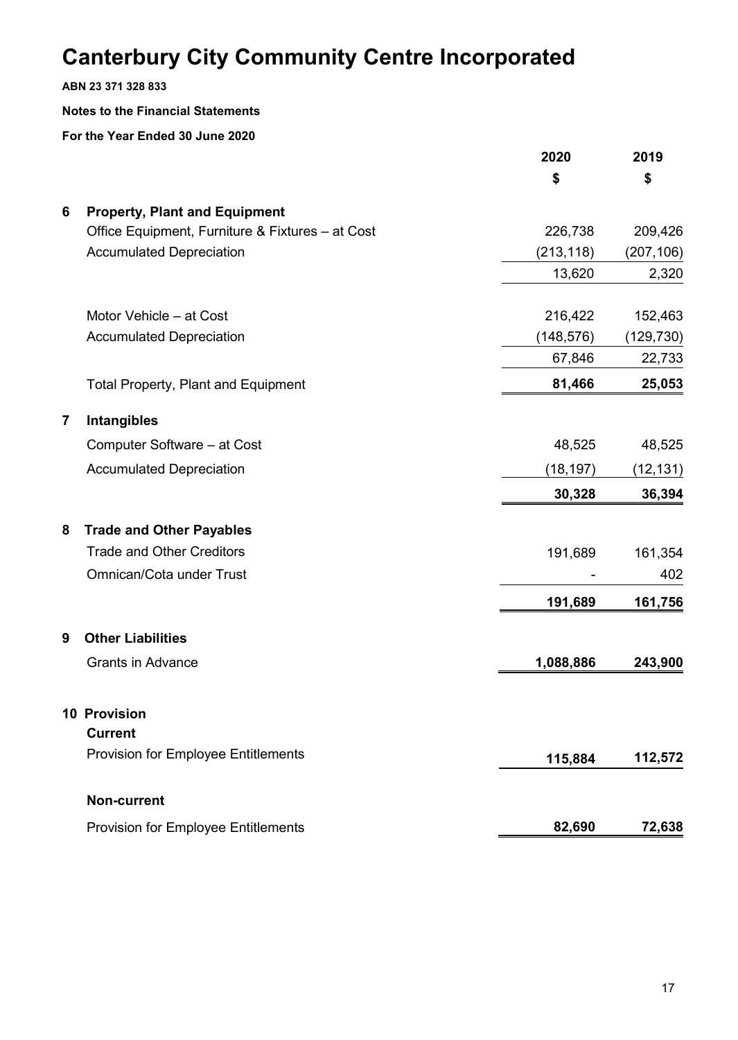# Canterbury City Community Centre Incorporated

**ABN 23 371 328 833**

**Notes to the Financial Statements**

**For the Year Ended 30 June 2020**

| | | 2020 | 2019 |
|---|---|---|---|
| | | $ | $ |
| **6** | **Property, Plant and Equipment** | | |
| | Office Equipment, Furniture & Fixtures – at Cost | 226,738 | 209,426 |
| | Accumulated Depreciation | (213,118) | (207,106) |
| | | 13,620 | 2,320 |
| | Motor Vehicle – at Cost | 216,422 | 152,463 |
| | Accumulated Depreciation | (148,576) | (129,730) |
| | | 67,846 | 22,733 |
| | Total Property, Plant and Equipment | **81,466** | **25,053** |
| **7** | **Intangibles** | | |
| | Computer Software – at Cost | 48,525 | 48,525 |
| | Accumulated Depreciation | (18,197) | (12,131) |
| | | **30,328** | **36,394** |
| **8** | **Trade and Other Payables** | | |
| | Trade and Other Creditors | 191,689 | 161,354 |
| | Omnican/Cota under Trust | - | 402 |
| | | **191,689** | **161,756** |
| **9** | **Other Liabilities** | | |
| | Grants in Advance | **1,088,886** | **243,900** |
| **10** | **Provision** | | |
| | **Current** | | |
| | Provision for Employee Entitlements | **115,884** | **112,572** |
| | **Non-current** | | |
| | Provision for Employee Entitlements | **82,690** | **72,638** |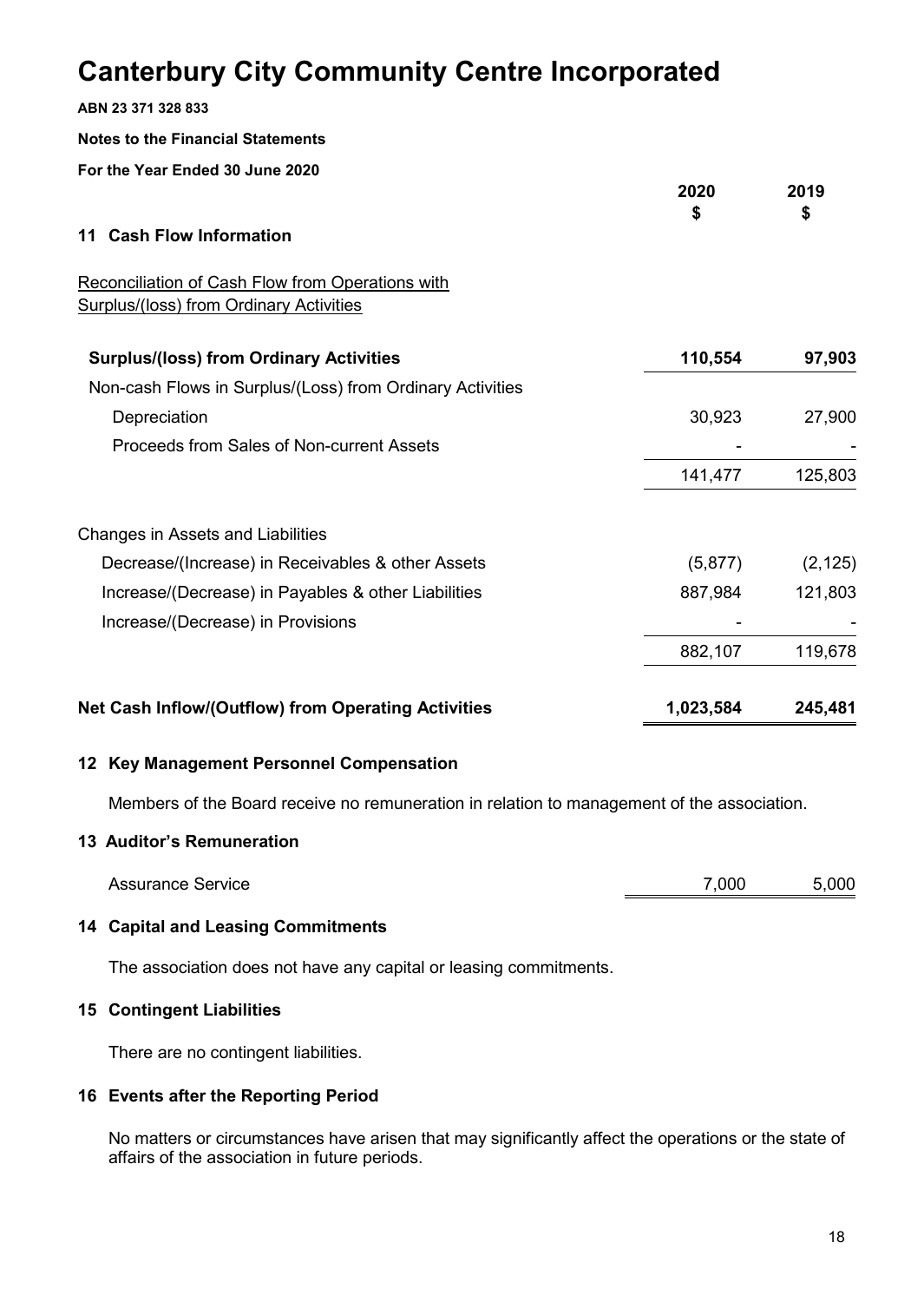# Canterbury City Community Centre Incorporated

**ABN 23 371 328 833**

**Notes to the Financial Statements**

**For the Year Ended 30 June 2020**

## 11 Cash Flow Information

Reconciliation of Cash Flow from Operations with Surplus/(loss) from Ordinary Activities

| | 2020 $ | 2019 $ |
|---|---|---|
| **Surplus/(loss) from Ordinary Activities** | **110,554** | **97,903** |
| Non-cash Flows in Surplus/(Loss) from Ordinary Activities | | |
| Depreciation | 30,923 | 27,900 |
| Proceeds from Sales of Non-current Assets | - | - |
| | 141,477 | 125,803 |
| Changes in Assets and Liabilities | | |
| Decrease/(Increase) in Receivables & other Assets | (5,877) | (2,125) |
| Increase/(Decrease) in Payables & other Liabilities | 887,984 | 121,803 |
| Increase/(Decrease) in Provisions | - | - |
| | 882,107 | 119,678 |
| **Net Cash Inflow/(Outflow) from Operating Activities** | **1,023,584** | **245,481** |

## 12 Key Management Personnel Compensation

Members of the Board receive no remuneration in relation to management of the association.

## 13 Auditor's Remuneration

| | 2020 $ | 2019 $ |
|---|---|---|
| Assurance Service | 7,000 | 5,000 |

## 14 Capital and Leasing Commitments

The association does not have any capital or leasing commitments.

## 15 Contingent Liabilities

There are no contingent liabilities.

## 16 Events after the Reporting Period

No matters or circumstances have arisen that may significantly affect the operations or the state of affairs of the association in future periods.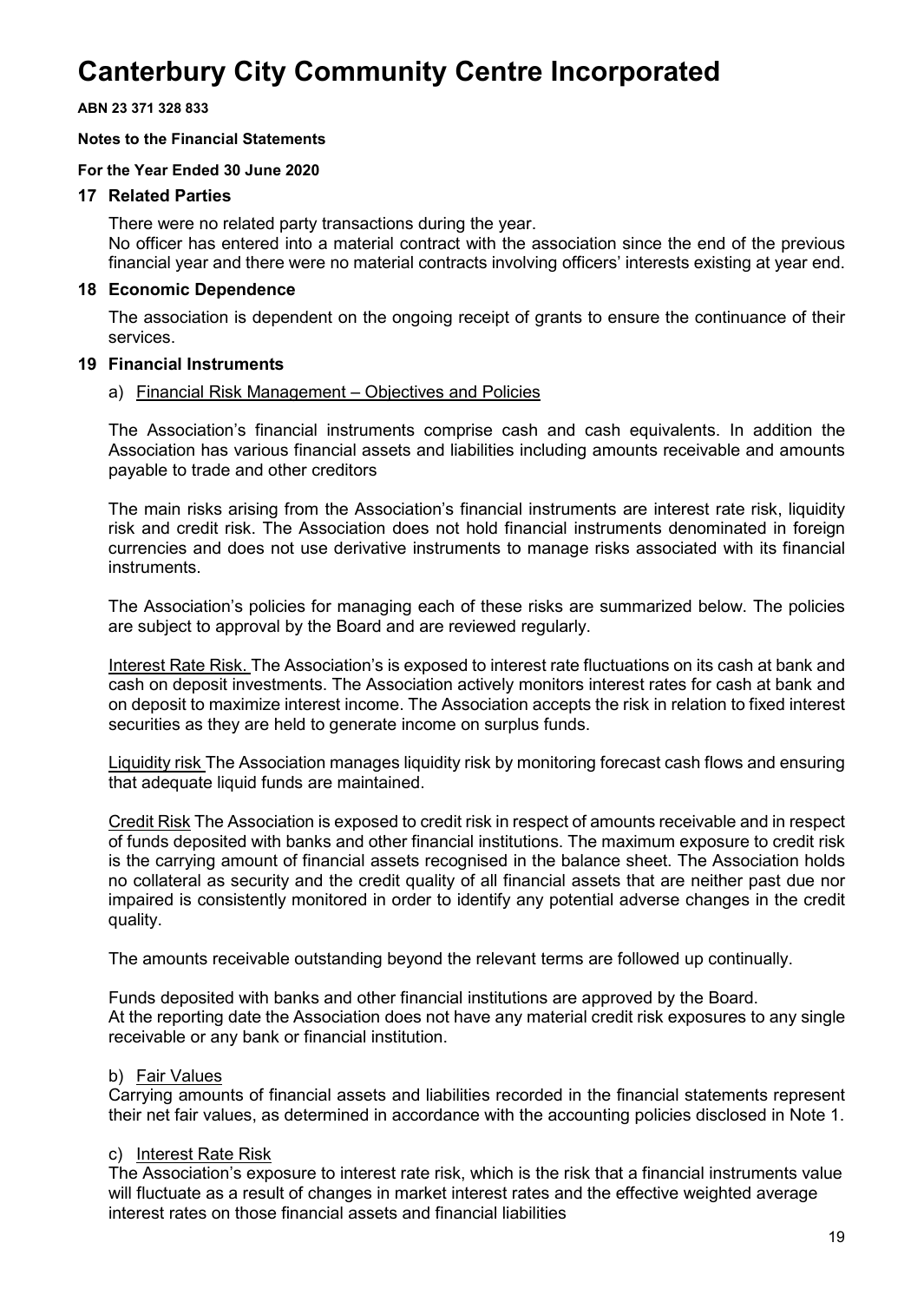# Canterbury City Community Centre Incorporated

**ABN 23 371 328 833**

**Notes to the Financial Statements**

**For the Year Ended 30 June 2020**

## 17 Related Parties

There were no related party transactions during the year.
No officer has entered into a material contract with the association since the end of the previous financial year and there were no material contracts involving officers' interests existing at year end.

## 18 Economic Dependence

The association is dependent on the ongoing receipt of grants to ensure the continuance of their services.

## 19 Financial Instruments

a) Financial Risk Management – Objectives and Policies

The Association's financial instruments comprise cash and cash equivalents. In addition the Association has various financial assets and liabilities including amounts receivable and amounts payable to trade and other creditors

The main risks arising from the Association's financial instruments are interest rate risk, liquidity risk and credit risk. The Association does not hold financial instruments denominated in foreign currencies and does not use derivative instruments to manage risks associated with its financial instruments.

The Association's policies for managing each of these risks are summarized below. The policies are subject to approval by the Board and are reviewed regularly.

Interest Rate Risk. The Association's is exposed to interest rate fluctuations on its cash at bank and cash on deposit investments. The Association actively monitors interest rates for cash at bank and on deposit to maximize interest income. The Association accepts the risk in relation to fixed interest securities as they are held to generate income on surplus funds.

Liquidity risk The Association manages liquidity risk by monitoring forecast cash flows and ensuring that adequate liquid funds are maintained.

Credit Risk The Association is exposed to credit risk in respect of amounts receivable and in respect of funds deposited with banks and other financial institutions. The maximum exposure to credit risk is the carrying amount of financial assets recognised in the balance sheet. The Association holds no collateral as security and the credit quality of all financial assets that are neither past due nor impaired is consistently monitored in order to identify any potential adverse changes in the credit quality.

The amounts receivable outstanding beyond the relevant terms are followed up continually.

Funds deposited with banks and other financial institutions are approved by the Board.
At the reporting date the Association does not have any material credit risk exposures to any single receivable or any bank or financial institution.

b) Fair Values

Carrying amounts of financial assets and liabilities recorded in the financial statements represent their net fair values, as determined in accordance with the accounting policies disclosed in Note 1.

c) Interest Rate Risk

The Association's exposure to interest rate risk, which is the risk that a financial instruments value will fluctuate as a result of changes in market interest rates and the effective weighted average interest rates on those financial assets and financial liabilities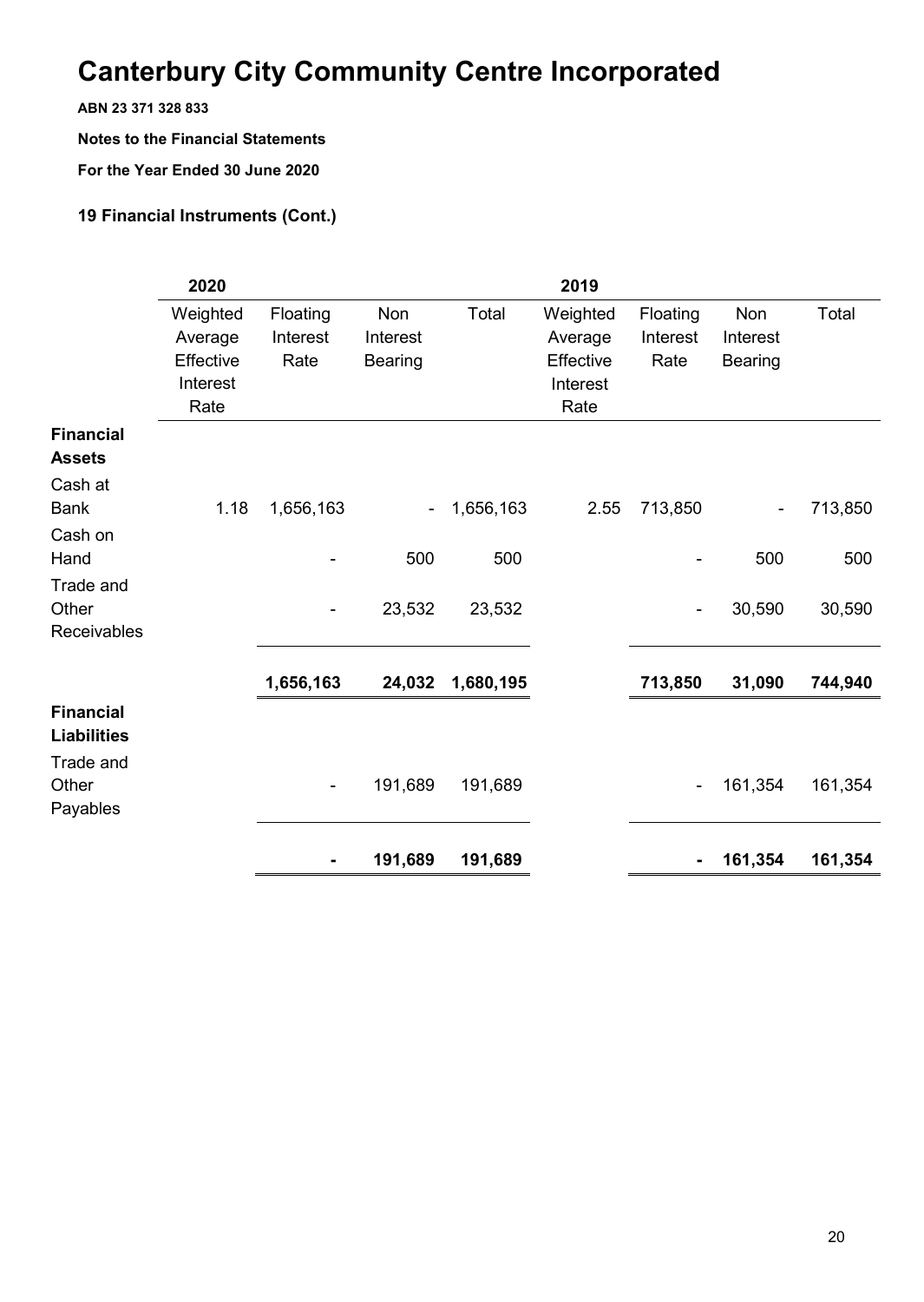# Canterbury City Community Centre Incorporated

**ABN 23 371 328 833**

**Notes to the Financial Statements**

**For the Year Ended 30 June 2020**

### 19 Financial Instruments (Cont.)

| | 2020 | | | | 2019 | | | |
|---|---|---|---|---|---|---|---|---|
| | Weighted Average Effective Interest Rate | Floating Interest Rate | Non Interest Bearing | Total | Weighted Average Effective Interest Rate | Floating Interest Rate | Non Interest Bearing | Total |
| **Financial Assets** | | | | | | | | |
| Cash at Bank | 1.18 | 1,656,163 | - | 1,656,163 | 2.55 | 713,850 | - | 713,850 |
| Cash on Hand | | - | 500 | 500 | | - | 500 | 500 |
| Trade and Other Receivables | | - | 23,532 | 23,532 | | - | 30,590 | 30,590 |
| | | **1,656,163** | **24,032** | **1,680,195** | | **713,850** | **31,090** | **744,940** |
| **Financial Liabilities** | | | | | | | | |
| Trade and Other Payables | | - | 191,689 | 191,689 | | - | 161,354 | 161,354 |
| | | **-** | **191,689** | **191,689** | | **-** | **161,354** | **161,354** |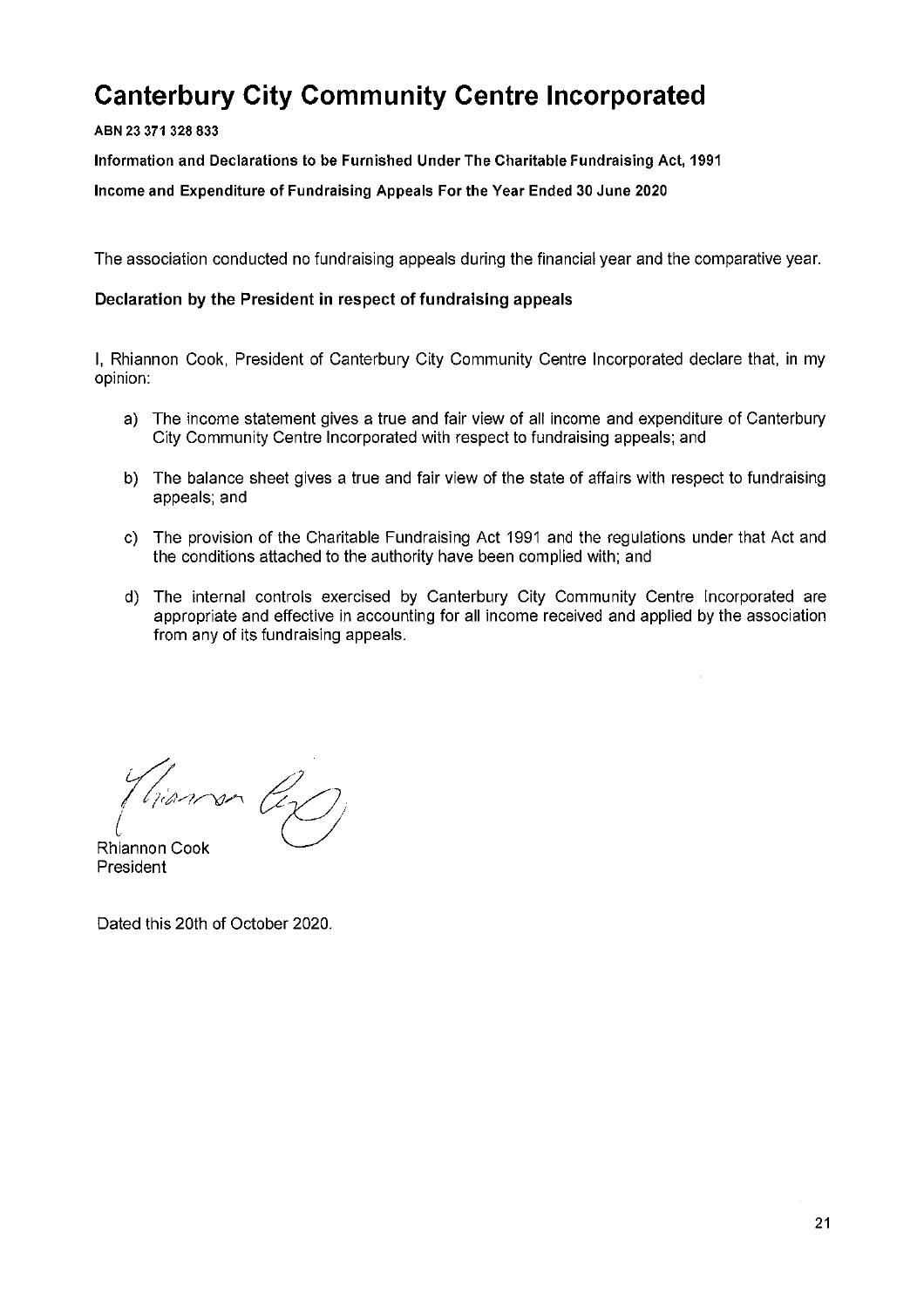# Canterbury City Community Centre Incorporated

**ABN 23 371 328 833**

**Information and Declarations to be Furnished Under The Charitable Fundraising Act, 1991**

**Income and Expenditure of Fundraising Appeals For the Year Ended 30 June 2020**

The association conducted no fundraising appeals during the financial year and the comparative year.

**Declaration by the President in respect of fundraising appeals**

I, Rhiannon Cook, President of Canterbury City Community Centre Incorporated declare that, in my opinion:

a) The income statement gives a true and fair view of all income and expenditure of Canterbury City Community Centre Incorporated with respect to fundraising appeals; and

b) The balance sheet gives a true and fair view of the state of affairs with respect to fundraising appeals; and

c) The provision of the Charitable Fundraising Act 1991 and the regulations under that Act and the conditions attached to the authority have been complied with; and

d) The internal controls exercised by Canterbury City Community Centre Incorporated are appropriate and effective in accounting for all income received and applied by the association from any of its fundraising appeals.

Rhiannon Cook
President

Dated this 20th of October 2020.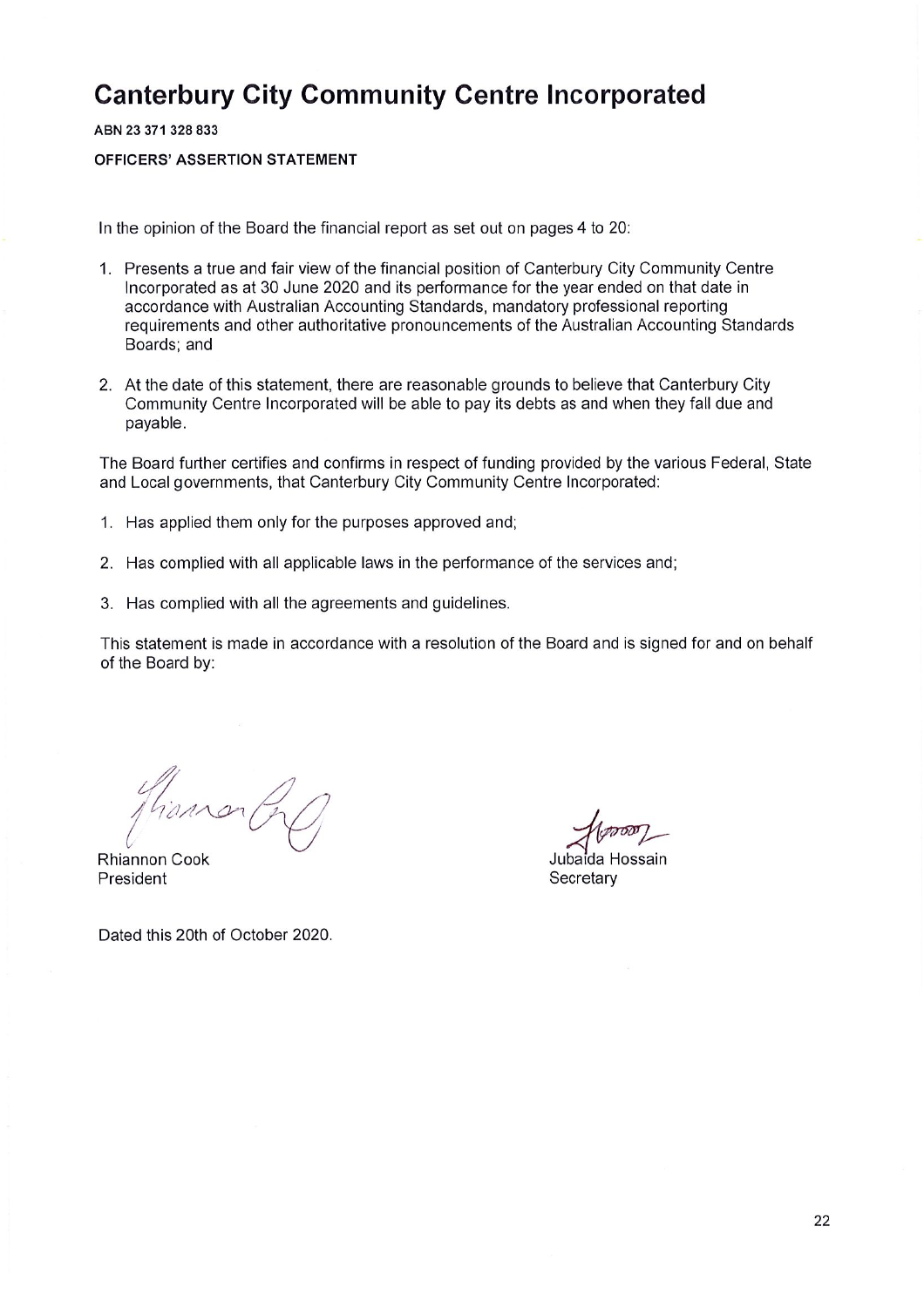# Canterbury City Community Centre Incorporated

**ABN 23 371 328 833**

**OFFICERS' ASSERTION STATEMENT**

In the opinion of the Board the financial report as set out on pages 4 to 20:

1. Presents a true and fair view of the financial position of Canterbury City Community Centre Incorporated as at 30 June 2020 and its performance for the year ended on that date in accordance with Australian Accounting Standards, mandatory professional reporting requirements and other authoritative pronouncements of the Australian Accounting Standards Boards; and

2. At the date of this statement, there are reasonable grounds to believe that Canterbury City Community Centre Incorporated will be able to pay its debts as and when they fall due and payable.

The Board further certifies and confirms in respect of funding provided by the various Federal, State and Local governments, that Canterbury City Community Centre Incorporated:

1. Has applied them only for the purposes approved and;

2. Has complied with all applicable laws in the performance of the services and;

3. Has complied with all the agreements and guidelines.

This statement is made in accordance with a resolution of the Board and is signed for and on behalf of the Board by:

Rhiannon Cook
President

Jubaida Hossain
Secretary

Dated this 20th of October 2020.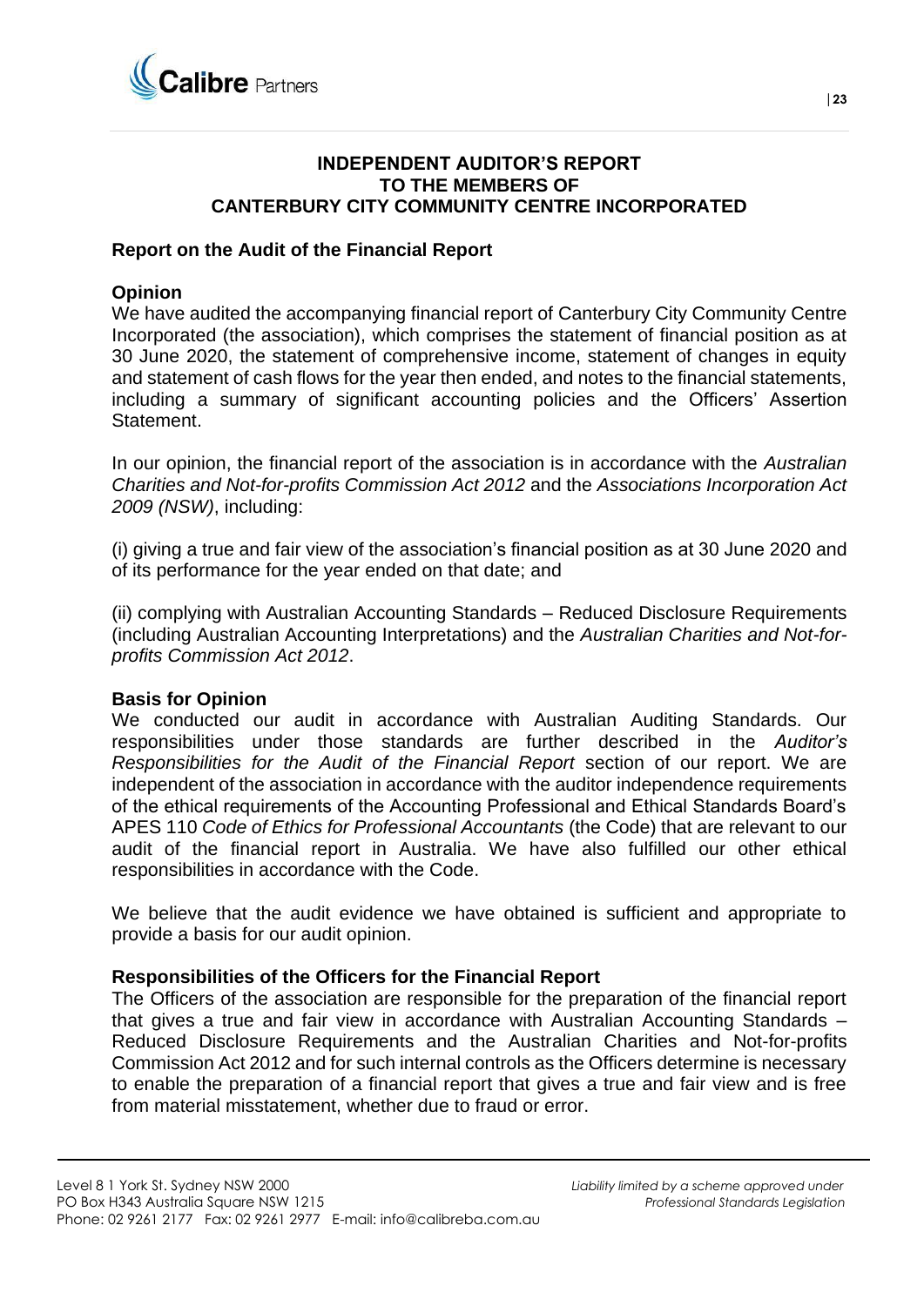# INDEPENDENT AUDITOR'S REPORT TO THE MEMBERS OF CANTERBURY CITY COMMUNITY CENTRE INCORPORATED

## Report on the Audit of the Financial Report

### Opinion

We have audited the accompanying financial report of Canterbury City Community Centre Incorporated (the association), which comprises the statement of financial position as at 30 June 2020, the statement of comprehensive income, statement of changes in equity and statement of cash flows for the year then ended, and notes to the financial statements, including a summary of significant accounting policies and the Officers' Assertion Statement.

In our opinion, the financial report of the association is in accordance with the *Australian Charities and Not-for-profits Commission Act 2012* and the *Associations Incorporation Act 2009 (NSW)*, including:

(i) giving a true and fair view of the association's financial position as at 30 June 2020 and of its performance for the year ended on that date; and

(ii) complying with Australian Accounting Standards – Reduced Disclosure Requirements (including Australian Accounting Interpretations) and the *Australian Charities and Not-for-profits Commission Act 2012*.

### Basis for Opinion

We conducted our audit in accordance with Australian Auditing Standards. Our responsibilities under those standards are further described in the *Auditor's Responsibilities for the Audit of the Financial Report* section of our report. We are independent of the association in accordance with the auditor independence requirements of the ethical requirements of the Accounting Professional and Ethical Standards Board's APES 110 *Code of Ethics for Professional Accountants* (the Code) that are relevant to our audit of the financial report in Australia. We have also fulfilled our other ethical responsibilities in accordance with the Code.

We believe that the audit evidence we have obtained is sufficient and appropriate to provide a basis for our audit opinion.

### Responsibilities of the Officers for the Financial Report

The Officers of the association are responsible for the preparation of the financial report that gives a true and fair view in accordance with Australian Accounting Standards – Reduced Disclosure Requirements and the Australian Charities and Not-for-profits Commission Act 2012 and for such internal controls as the Officers determine is necessary to enable the preparation of a financial report that gives a true and fair view and is free from material misstatement, whether due to fraud or error.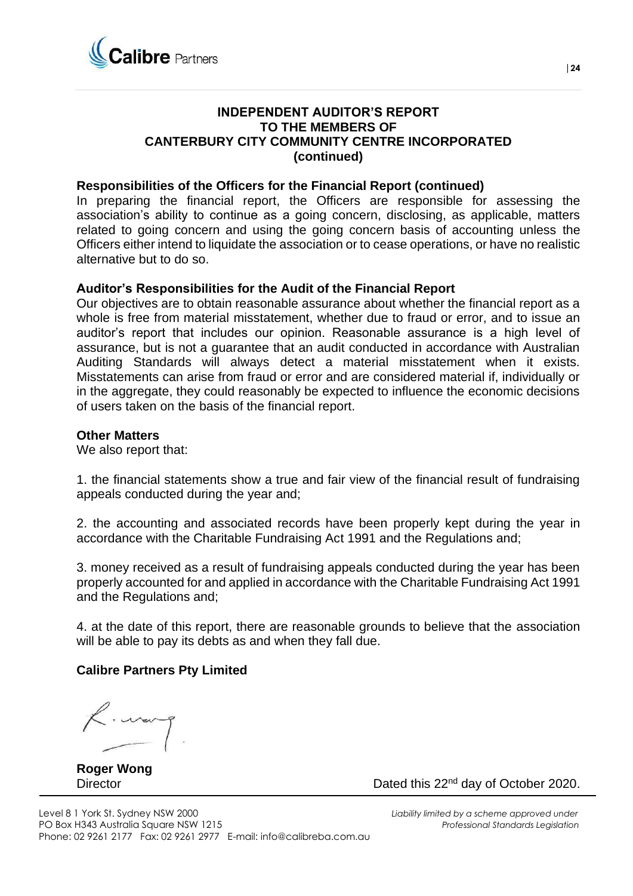**INDEPENDENT AUDITOR'S REPORT**
**TO THE MEMBERS OF**
**CANTERBURY CITY COMMUNITY CENTRE INCORPORATED**
**(continued)**

**Responsibilities of the Officers for the Financial Report (continued)**

In preparing the financial report, the Officers are responsible for assessing the association's ability to continue as a going concern, disclosing, as applicable, matters related to going concern and using the going concern basis of accounting unless the Officers either intend to liquidate the association or to cease operations, or have no realistic alternative but to do so.

**Auditor's Responsibilities for the Audit of the Financial Report**

Our objectives are to obtain reasonable assurance about whether the financial report as a whole is free from material misstatement, whether due to fraud or error, and to issue an auditor's report that includes our opinion. Reasonable assurance is a high level of assurance, but is not a guarantee that an audit conducted in accordance with Australian Auditing Standards will always detect a material misstatement when it exists. Misstatements can arise from fraud or error and are considered material if, individually or in the aggregate, they could reasonably be expected to influence the economic decisions of users taken on the basis of the financial report.

**Other Matters**

We also report that:

1. the financial statements show a true and fair view of the financial result of fundraising appeals conducted during the year and;

2. the accounting and associated records have been properly kept during the year in accordance with the Charitable Fundraising Act 1991 and the Regulations and;

3. money received as a result of fundraising appeals conducted during the year has been properly accounted for and applied in accordance with the Charitable Fundraising Act 1991 and the Regulations and;

4. at the date of this report, there are reasonable grounds to believe that the association will be able to pay its debts as and when they fall due.

**Calibre Partners Pty Limited**

**Roger Wong**
Director

Dated this 22nd day of October 2020.

Level 8 1 York St. Sydney NSW 2000
PO Box H343 Australia Square NSW 1215
Phone: 02 9261 2177 Fax: 02 9261 2977 E-mail: info@calibreba.com.au

*Liability limited by a scheme approved under Professional Standards Legislation*